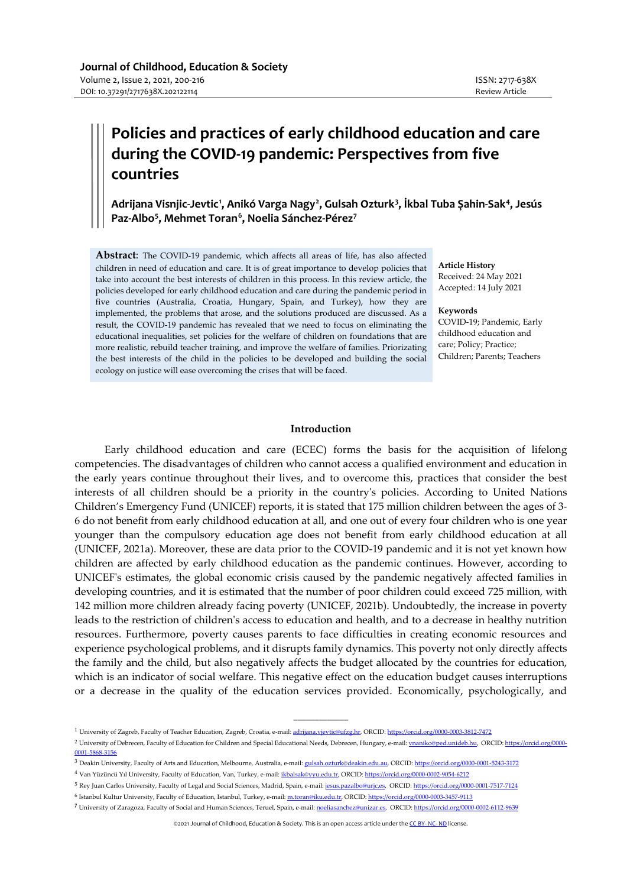# Policies and practices of early childhood education and care during the COVID-19 pandemic: Perspectives from five countries

**Adrijana Visnjic-Jevtic[1], Anikó Varga Nagy[2], Gulsah Ozturk[3], İkbal Tuba Şahin-Sak[4], Jesús Paz-Albo[5], Mehmet Toran[6], Noelia Sánchez-Pérez[7]**

**Abstract**: The COVID-19 pandemic, which affects all areas of life, has also affected children in need of education and care. It is of great importance to develop policies that take into account the best interests of children in this process. In this review article, the policies developed for early childhood education and care during the pandemic period in five countries (Australia, Croatia, Hungary, Spain, and Turkey), how they are implemented, the problems that arose, and the solutions produced are discussed. As a result, the COVID-19 pandemic has revealed that we need to focus on eliminating the educational inequalities, set policies for the welfare of children on foundations that are more realistic, rebuild teacher training, and improve the welfare of families. Priorizating the best interests of the child in the policies to be developed and building the social ecology on justice will ease overcoming the crises that will be faced.

**Article History**
Received: 24 May 2021
Accepted: 14 July 2021

**Keywords**
COVID-19; Pandemic, Early childhood education and care; Policy; Practice; Children; Parents; Teachers

## Introduction

Early childhood education and care (ECEC) forms the basis for the acquisition of lifelong competencies. The disadvantages of children who cannot access a qualified environment and education in the early years continue throughout their lives, and to overcome this, practices that consider the best interests of all children should be a priority in the country's policies. According to United Nations Children's Emergency Fund (UNICEF) reports, it is stated that 175 million children between the ages of 3-6 do not benefit from early childhood education at all, and one out of every four children who is one year younger than the compulsory education age does not benefit from early childhood education at all (UNICEF, 2021a). Moreover, these are data prior to the COVID-19 pandemic and it is not yet known how children are affected by early childhood education as the pandemic continues. However, according to UNICEF's estimates, the global economic crisis caused by the pandemic negatively affected families in developing countries, and it is estimated that the number of poor children could exceed 725 million, with 142 million more children already facing poverty (UNICEF, 2021b). Undoubtedly, the increase in poverty leads to the restriction of children's access to education and health, and to a decrease in healthy nutrition resources. Furthermore, poverty causes parents to face difficulties in creating economic resources and experience psychological problems, and it disrupts family dynamics. This poverty not only directly affects the family and the child, but also negatively affects the budget allocated by the countries for education, which is an indicator of social welfare. This negative effect on the education budget causes interruptions or a decrease in the quality of the education services provided. Economically, psychologically, and

---

[1] University of Zagreb, Faculty of Teacher Education, Zagreb, Croatia, e-mail: adrijana.vjevtic@ufzg.hr, ORCID: https://orcid.org/0000-0003-3812-7472

[2] University of Debrecen, Faculty of Education for Children and Special Educational Needs, Debrecen, Hungary, e-mail: vnaniko@ped.unideb.hu, ORCID: https://orcid.org/0000-0001-5868-3156

[3] Deakin University, Faculty of Arts and Education, Melbourne, Australia, e-mail: gulsah.ozturk@deakin.edu.au, ORCID: https://orcid.org/0000-0001-5243-3172

[4] Van Yüzüncü Yıl University, Faculty of Education, Van, Turkey, e-mail: ikbalsak@yyu.edu.tr, ORCID: https://orcid.org/0000-0002-9054-6212

[5] Rey Juan Carlos University, Faculty of Legal and Social Sciences, Madrid, Spain, e-mail: jesus.pazalbo@urjc.es, ORCID: https://orcid.org/0000-0001-7517-7124

[6] Istanbul Kultur University, Faculty of Education, Istanbul, Turkey, e-mail: m.toran@iku.edu.tr, ORCID: https://orcid.org/0000-0003-3457-9113

[7] University of Zaragoza, Faculty of Social and Human Sciences, Teruel, Spain, e-mail: noeliasanchez@unizar.es, ORCID: https://orcid.org/0000-0002-6112-9639

©2021 Journal of Childhood, Education & Society. This is an open access article under the CC BY- NC- ND license.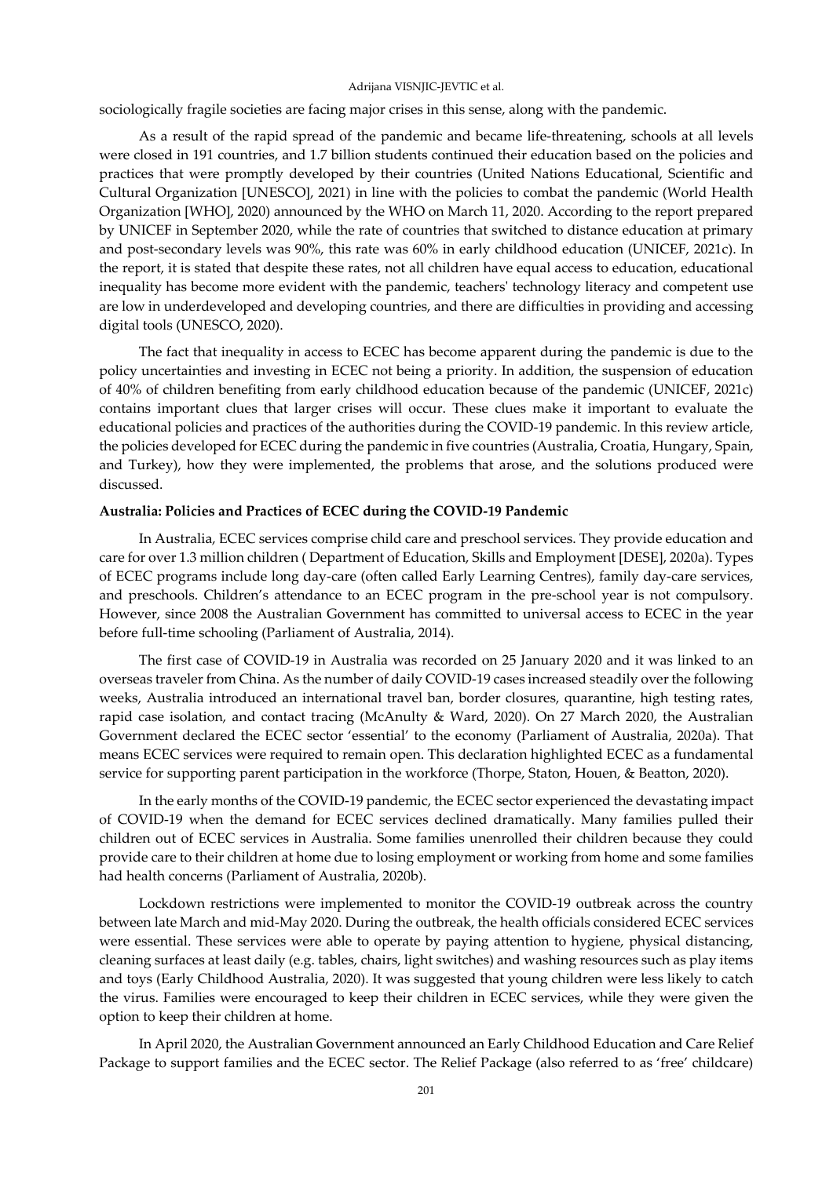sociologically fragile societies are facing major crises in this sense, along with the pandemic.

As a result of the rapid spread of the pandemic and became life-threatening, schools at all levels were closed in 191 countries, and 1.7 billion students continued their education based on the policies and practices that were promptly developed by their countries (United Nations Educational, Scientific and Cultural Organization [UNESCO], 2021) in line with the policies to combat the pandemic (World Health Organization [WHO], 2020) announced by the WHO on March 11, 2020. According to the report prepared by UNICEF in September 2020, while the rate of countries that switched to distance education at primary and post-secondary levels was 90%, this rate was 60% in early childhood education (UNICEF, 2021c). In the report, it is stated that despite these rates, not all children have equal access to education, educational inequality has become more evident with the pandemic, teachers' technology literacy and competent use are low in underdeveloped and developing countries, and there are difficulties in providing and accessing digital tools (UNESCO, 2020).

The fact that inequality in access to ECEC has become apparent during the pandemic is due to the policy uncertainties and investing in ECEC not being a priority. In addition, the suspension of education of 40% of children benefiting from early childhood education because of the pandemic (UNICEF, 2021c) contains important clues that larger crises will occur. These clues make it important to evaluate the educational policies and practices of the authorities during the COVID-19 pandemic. In this review article, the policies developed for ECEC during the pandemic in five countries (Australia, Croatia, Hungary, Spain, and Turkey), how they were implemented, the problems that arose, and the solutions produced were discussed.

**Australia: Policies and Practices of ECEC during the COVID-19 Pandemic**

In Australia, ECEC services comprise child care and preschool services. They provide education and care for over 1.3 million children ( Department of Education, Skills and Employment [DESE], 2020a). Types of ECEC programs include long day-care (often called Early Learning Centres), family day-care services, and preschools. Children's attendance to an ECEC program in the pre-school year is not compulsory. However, since 2008 the Australian Government has committed to universal access to ECEC in the year before full-time schooling (Parliament of Australia, 2014).

The first case of COVID-19 in Australia was recorded on 25 January 2020 and it was linked to an overseas traveler from China. As the number of daily COVID-19 cases increased steadily over the following weeks, Australia introduced an international travel ban, border closures, quarantine, high testing rates, rapid case isolation, and contact tracing (McAnulty & Ward, 2020). On 27 March 2020, the Australian Government declared the ECEC sector 'essential' to the economy (Parliament of Australia, 2020a). That means ECEC services were required to remain open. This declaration highlighted ECEC as a fundamental service for supporting parent participation in the workforce (Thorpe, Staton, Houen, & Beatton, 2020).

In the early months of the COVID-19 pandemic, the ECEC sector experienced the devastating impact of COVID-19 when the demand for ECEC services declined dramatically. Many families pulled their children out of ECEC services in Australia. Some families unenrolled their children because they could provide care to their children at home due to losing employment or working from home and some families had health concerns (Parliament of Australia, 2020b).

Lockdown restrictions were implemented to monitor the COVID-19 outbreak across the country between late March and mid-May 2020. During the outbreak, the health officials considered ECEC services were essential. These services were able to operate by paying attention to hygiene, physical distancing, cleaning surfaces at least daily (e.g. tables, chairs, light switches) and washing resources such as play items and toys (Early Childhood Australia, 2020). It was suggested that young children were less likely to catch the virus. Families were encouraged to keep their children in ECEC services, while they were given the option to keep their children at home.

In April 2020, the Australian Government announced an Early Childhood Education and Care Relief Package to support families and the ECEC sector. The Relief Package (also referred to as 'free' childcare)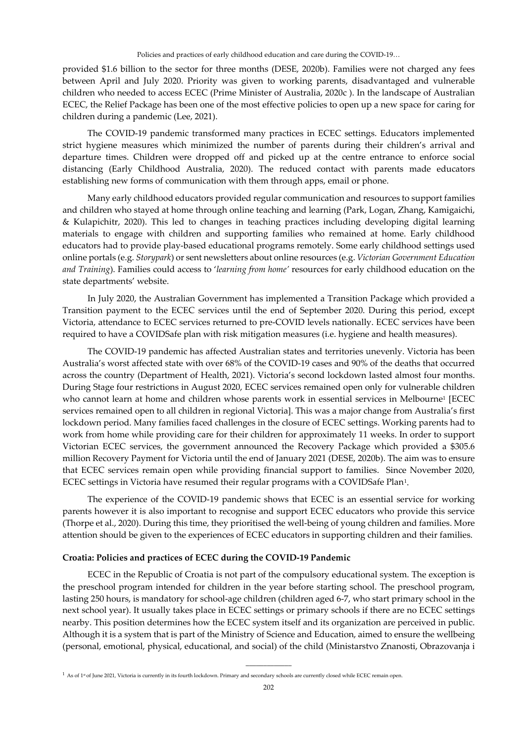provided $1.6 billion to the sector for three months (DESE, 2020b). Families were not charged any fees between April and July 2020. Priority was given to working parents, disadvantaged and vulnerable children who needed to access ECEC (Prime Minister of Australia, 2020c ). In the landscape of Australian ECEC, the Relief Package has been one of the most effective policies to open up a new space for caring for children during a pandemic (Lee, 2021).

The COVID-19 pandemic transformed many practices in ECEC settings. Educators implemented strict hygiene measures which minimized the number of parents during their children's arrival and departure times. Children were dropped off and picked up at the centre entrance to enforce social distancing (Early Childhood Australia, 2020). The reduced contact with parents made educators establishing new forms of communication with them through apps, email or phone.

Many early childhood educators provided regular communication and resources to support families and children who stayed at home through online teaching and learning (Park, Logan, Zhang, Kamigaichi, & Kulapichitr, 2020). This led to changes in teaching practices including developing digital learning materials to engage with children and supporting families who remained at home. Early childhood educators had to provide play-based educational programs remotely. Some early childhood settings used online portals (e.g. *Storypark*) or sent newsletters about online resources (e.g. *Victorian Government Education and Training*). Families could access to '*learning from home'* resources for early childhood education on the state departments' website.

In July 2020, the Australian Government has implemented a Transition Package which provided a Transition payment to the ECEC services until the end of September 2020. During this period, except Victoria, attendance to ECEC services returned to pre-COVID levels nationally. ECEC services have been required to have a COVIDSafe plan with risk mitigation measures (i.e. hygiene and health measures).

The COVID-19 pandemic has affected Australian states and territories unevenly. Victoria has been Australia's worst affected state with over 68% of the COVID-19 cases and 90% of the deaths that occurred across the country (Department of Health, 2021). Victoria's second lockdown lasted almost four months. During Stage four restrictions in August 2020, ECEC services remained open only for vulnerable children who cannot learn at home and children whose parents work in essential services in Melbourne[1] [ECEC services remained open to all children in regional Victoria]. This was a major change from Australia's first lockdown period. Many families faced challenges in the closure of ECEC settings. Working parents had to work from home while providing care for their children for approximately 11 weeks. In order to support Victorian ECEC services, the government announced the Recovery Package which provided a $305.6 million Recovery Payment for Victoria until the end of January 2021 (DESE, 2020b). The aim was to ensure that ECEC services remain open while providing financial support to families. Since November 2020, ECEC settings in Victoria have resumed their regular programs with a COVIDSafe Plan[1].

The experience of the COVID-19 pandemic shows that ECEC is an essential service for working parents however it is also important to recognise and support ECEC educators who provide this service (Thorpe et al., 2020). During this time, they prioritised the well-being of young children and families. More attention should be given to the experiences of ECEC educators in supporting children and their families.

**Croatia: Policies and practices of ECEC during the COVID-19 Pandemic**

ECEC in the Republic of Croatia is not part of the compulsory educational system. The exception is the preschool program intended for children in the year before starting school. The preschool program, lasting 250 hours, is mandatory for school-age children (children aged 6-7, who start primary school in the next school year). It usually takes place in ECEC settings or primary schools if there are no ECEC settings nearby. This position determines how the ECEC system itself and its organization are perceived in public. Although it is a system that is part of the Ministry of Science and Education, aimed to ensure the wellbeing (personal, emotional, physical, educational, and social) of the child (Ministarstvo Znanosti, Obrazovanja i

---

[1] As of 1st of June 2021, Victoria is currently in its fourth lockdown. Primary and secondary schools are currently closed while ECEC remain open.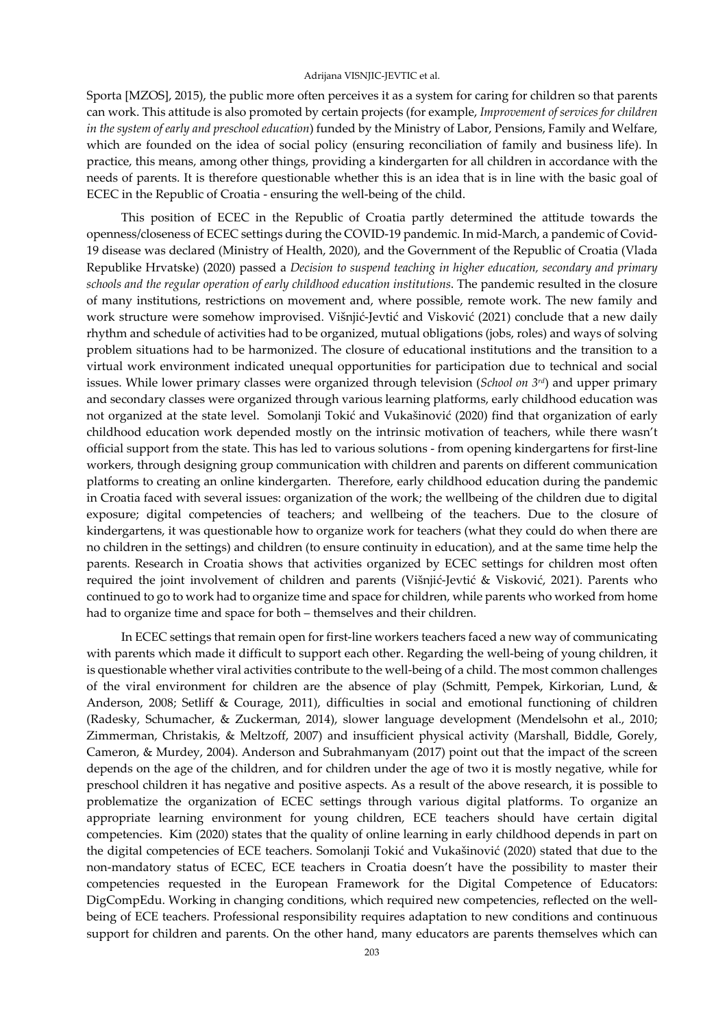Sporta [MZOS], 2015), the public more often perceives it as a system for caring for children so that parents can work. This attitude is also promoted by certain projects (for example, *Improvement of services for children in the system of early and preschool education*) funded by the Ministry of Labor, Pensions, Family and Welfare, which are founded on the idea of social policy (ensuring reconciliation of family and business life). In practice, this means, among other things, providing a kindergarten for all children in accordance with the needs of parents. It is therefore questionable whether this is an idea that is in line with the basic goal of ECEC in the Republic of Croatia - ensuring the well-being of the child.

This position of ECEC in the Republic of Croatia partly determined the attitude towards the openness/closeness of ECEC settings during the COVID-19 pandemic. In mid-March, a pandemic of Covid-19 disease was declared (Ministry of Health, 2020), and the Government of the Republic of Croatia (Vlada Republike Hrvatske) (2020) passed a *Decision to suspend teaching in higher education, secondary and primary schools and the regular operation of early childhood education institutions*. The pandemic resulted in the closure of many institutions, restrictions on movement and, where possible, remote work. The new family and work structure were somehow improvised. Višnjić-Jevtić and Visković (2021) conclude that a new daily rhythm and schedule of activities had to be organized, mutual obligations (jobs, roles) and ways of solving problem situations had to be harmonized. The closure of educational institutions and the transition to a virtual work environment indicated unequal opportunities for participation due to technical and social issues. While lower primary classes were organized through television (*School on 3rd*) and upper primary and secondary classes were organized through various learning platforms, early childhood education was not organized at the state level. Somolanji Tokić and Vukašinović (2020) find that organization of early childhood education work depended mostly on the intrinsic motivation of teachers, while there wasn't official support from the state. This has led to various solutions - from opening kindergartens for first-line workers, through designing group communication with children and parents on different communication platforms to creating an online kindergarten. Therefore, early childhood education during the pandemic in Croatia faced with several issues: organization of the work; the wellbeing of the children due to digital exposure; digital competencies of teachers; and wellbeing of the teachers. Due to the closure of kindergartens, it was questionable how to organize work for teachers (what they could do when there are no children in the settings) and children (to ensure continuity in education), and at the same time help the parents. Research in Croatia shows that activities organized by ECEC settings for children most often required the joint involvement of children and parents (Višnjić-Jevtić & Visković, 2021). Parents who continued to go to work had to organize time and space for children, while parents who worked from home had to organize time and space for both – themselves and their children.

In ECEC settings that remain open for first-line workers teachers faced a new way of communicating with parents which made it difficult to support each other. Regarding the well-being of young children, it is questionable whether viral activities contribute to the well-being of a child. The most common challenges of the viral environment for children are the absence of play (Schmitt, Pempek, Kirkorian, Lund, & Anderson, 2008; Setliff & Courage, 2011), difficulties in social and emotional functioning of children (Radesky, Schumacher, & Zuckerman, 2014), slower language development (Mendelsohn et al., 2010; Zimmerman, Christakis, & Meltzoff, 2007) and insufficient physical activity (Marshall, Biddle, Gorely, Cameron, & Murdey, 2004). Anderson and Subrahmanyam (2017) point out that the impact of the screen depends on the age of the children, and for children under the age of two it is mostly negative, while for preschool children it has negative and positive aspects. As a result of the above research, it is possible to problematize the organization of ECEC settings through various digital platforms. To organize an appropriate learning environment for young children, ECE teachers should have certain digital competencies. Kim (2020) states that the quality of online learning in early childhood depends in part on the digital competencies of ECE teachers. Somolanji Tokić and Vukašinović (2020) stated that due to the non-mandatory status of ECEC, ECE teachers in Croatia doesn't have the possibility to master their competencies requested in the European Framework for the Digital Competence of Educators: DigCompEdu. Working in changing conditions, which required new competencies, reflected on the well-being of ECE teachers. Professional responsibility requires adaptation to new conditions and continuous support for children and parents. On the other hand, many educators are parents themselves which can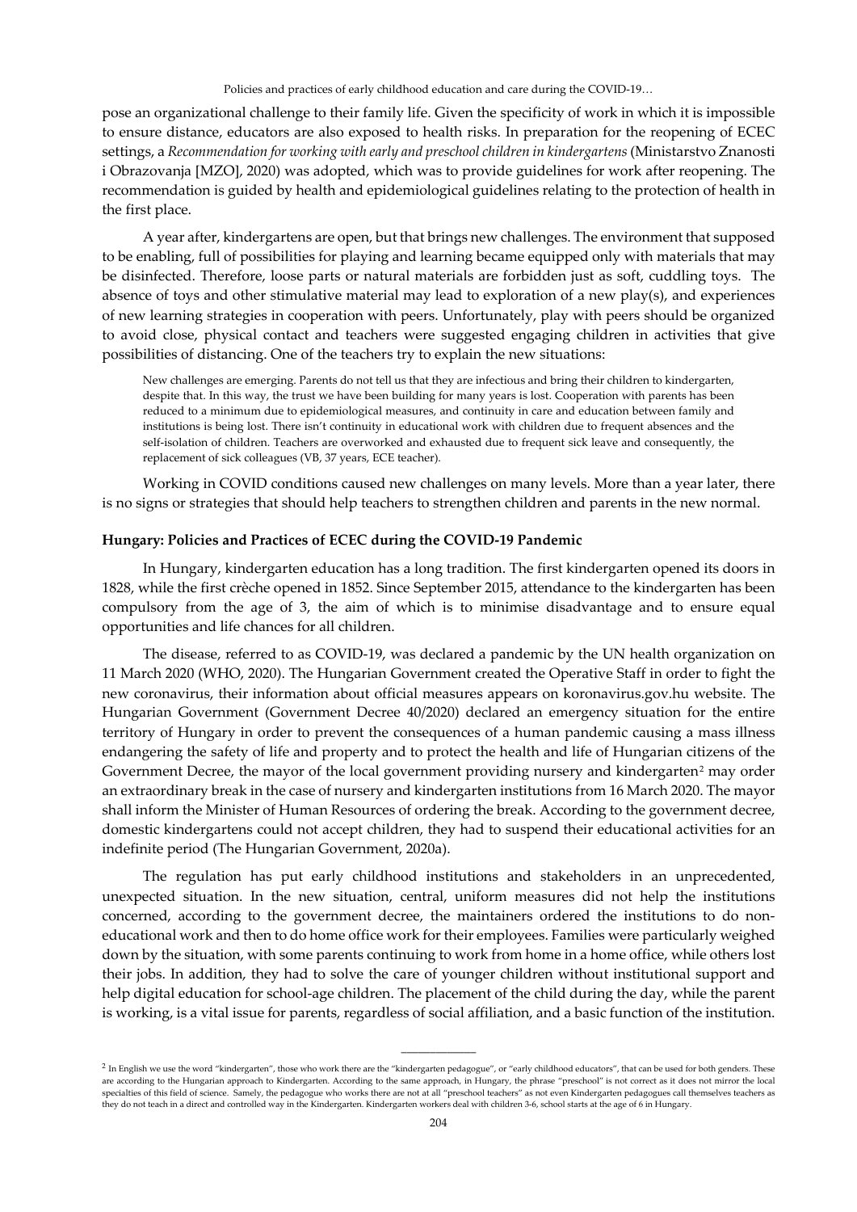pose an organizational challenge to their family life. Given the specificity of work in which it is impossible to ensure distance, educators are also exposed to health risks. In preparation for the reopening of ECEC settings, a *Recommendation for working with early and preschool children in kindergartens* (Ministarstvo Znanosti i Obrazovanja [MZO], 2020) was adopted, which was to provide guidelines for work after reopening. The recommendation is guided by health and epidemiological guidelines relating to the protection of health in the first place.

A year after, kindergartens are open, but that brings new challenges. The environment that supposed to be enabling, full of possibilities for playing and learning became equipped only with materials that may be disinfected. Therefore, loose parts or natural materials are forbidden just as soft, cuddling toys. The absence of toys and other stimulative material may lead to exploration of a new play(s), and experiences of new learning strategies in cooperation with peers. Unfortunately, play with peers should be organized to avoid close, physical contact and teachers were suggested engaging children in activities that give possibilities of distancing. One of the teachers try to explain the new situations:

> New challenges are emerging. Parents do not tell us that they are infectious and bring their children to kindergarten, despite that. In this way, the trust we have been building for many years is lost. Cooperation with parents has been reduced to a minimum due to epidemiological measures, and continuity in care and education between family and institutions is being lost. There isn't continuity in educational work with children due to frequent absences and the self-isolation of children. Teachers are overworked and exhausted due to frequent sick leave and consequently, the replacement of sick colleagues (VB, 37 years, ECE teacher).

Working in COVID conditions caused new challenges on many levels. More than a year later, there is no signs or strategies that should help teachers to strengthen children and parents in the new normal.

### Hungary: Policies and Practices of ECEC during the COVID-19 Pandemic

In Hungary, kindergarten education has a long tradition. The first kindergarten opened its doors in 1828, while the first crèche opened in 1852. Since September 2015, attendance to the kindergarten has been compulsory from the age of 3, the aim of which is to minimise disadvantage and to ensure equal opportunities and life chances for all children.

The disease, referred to as COVID-19, was declared a pandemic by the UN health organization on 11 March 2020 (WHO, 2020). The Hungarian Government created the Operative Staff in order to fight the new coronavirus, their information about official measures appears on koronavirus.gov.hu website. The Hungarian Government (Government Decree 40/2020) declared an emergency situation for the entire territory of Hungary in order to prevent the consequences of a human pandemic causing a mass illness endangering the safety of life and property and to protect the health and life of Hungarian citizens of the Government Decree, the mayor of the local government providing nursery and kindergarten[2] may order an extraordinary break in the case of nursery and kindergarten institutions from 16 March 2020. The mayor shall inform the Minister of Human Resources of ordering the break. According to the government decree, domestic kindergartens could not accept children, they had to suspend their educational activities for an indefinite period (The Hungarian Government, 2020a).

The regulation has put early childhood institutions and stakeholders in an unprecedented, unexpected situation. In the new situation, central, uniform measures did not help the institutions concerned, according to the government decree, the maintainers ordered the institutions to do non-educational work and then to do home office work for their employees. Families were particularly weighed down by the situation, with some parents continuing to work from home in a home office, while others lost their jobs. In addition, they had to solve the care of younger children without institutional support and help digital education for school-age children. The placement of the child during the day, while the parent is working, is a vital issue for parents, regardless of social affiliation, and a basic function of the institution.

---

[2] In English we use the word "kindergarten", those who work there are the "kindergarten pedagogue", or "early childhood educators", that can be used for both genders. These are according to the Hungarian approach to Kindergarten. According to the same approach, in Hungary, the phrase "preschool" is not correct as it does not mirror the local specialties of this field of science. Samely, the pedagogue who works there are not at all "preschool teachers" as not even Kindergarten pedagogues call themselves teachers as they do not teach in a direct and controlled way in the Kindergarten. Kindergarten workers deal with children 3-6, school starts at the age of 6 in Hungary.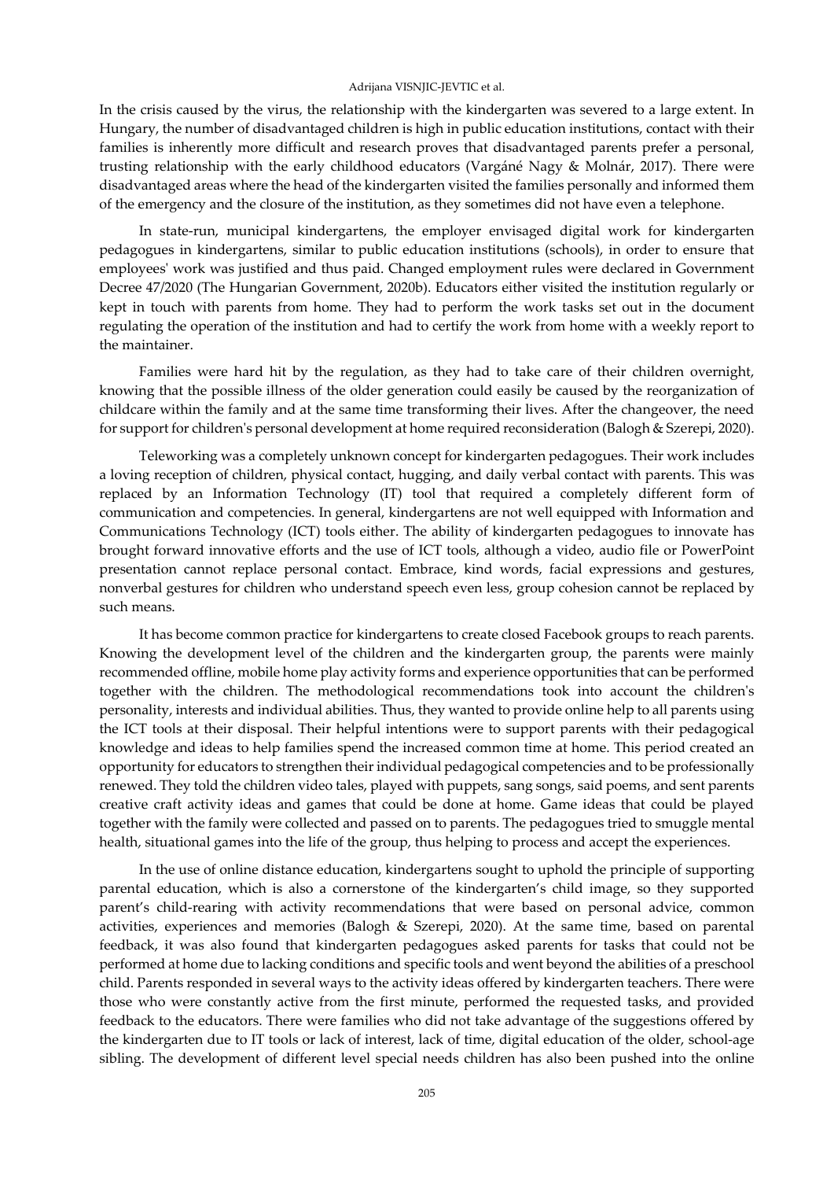In the crisis caused by the virus, the relationship with the kindergarten was severed to a large extent. In Hungary, the number of disadvantaged children is high in public education institutions, contact with their families is inherently more difficult and research proves that disadvantaged parents prefer a personal, trusting relationship with the early childhood educators (Vargáné Nagy & Molnár, 2017). There were disadvantaged areas where the head of the kindergarten visited the families personally and informed them of the emergency and the closure of the institution, as they sometimes did not have even a telephone.

In state-run, municipal kindergartens, the employer envisaged digital work for kindergarten pedagogues in kindergartens, similar to public education institutions (schools), in order to ensure that employees' work was justified and thus paid. Changed employment rules were declared in Government Decree 47/2020 (The Hungarian Government, 2020b). Educators either visited the institution regularly or kept in touch with parents from home. They had to perform the work tasks set out in the document regulating the operation of the institution and had to certify the work from home with a weekly report to the maintainer.

Families were hard hit by the regulation, as they had to take care of their children overnight, knowing that the possible illness of the older generation could easily be caused by the reorganization of childcare within the family and at the same time transforming their lives. After the changeover, the need for support for children's personal development at home required reconsideration (Balogh & Szerepi, 2020).

Teleworking was a completely unknown concept for kindergarten pedagogues. Their work includes a loving reception of children, physical contact, hugging, and daily verbal contact with parents. This was replaced by an Information Technology (IT) tool that required a completely different form of communication and competencies. In general, kindergartens are not well equipped with Information and Communications Technology (ICT) tools either. The ability of kindergarten pedagogues to innovate has brought forward innovative efforts and the use of ICT tools, although a video, audio file or PowerPoint presentation cannot replace personal contact. Embrace, kind words, facial expressions and gestures, nonverbal gestures for children who understand speech even less, group cohesion cannot be replaced by such means.

It has become common practice for kindergartens to create closed Facebook groups to reach parents. Knowing the development level of the children and the kindergarten group, the parents were mainly recommended offline, mobile home play activity forms and experience opportunities that can be performed together with the children. The methodological recommendations took into account the children's personality, interests and individual abilities. Thus, they wanted to provide online help to all parents using the ICT tools at their disposal. Their helpful intentions were to support parents with their pedagogical knowledge and ideas to help families spend the increased common time at home. This period created an opportunity for educators to strengthen their individual pedagogical competencies and to be professionally renewed. They told the children video tales, played with puppets, sang songs, said poems, and sent parents creative craft activity ideas and games that could be done at home. Game ideas that could be played together with the family were collected and passed on to parents. The pedagogues tried to smuggle mental health, situational games into the life of the group, thus helping to process and accept the experiences.

In the use of online distance education, kindergartens sought to uphold the principle of supporting parental education, which is also a cornerstone of the kindergarten's child image, so they supported parent's child-rearing with activity recommendations that were based on personal advice, common activities, experiences and memories (Balogh & Szerepi, 2020). At the same time, based on parental feedback, it was also found that kindergarten pedagogues asked parents for tasks that could not be performed at home due to lacking conditions and specific tools and went beyond the abilities of a preschool child. Parents responded in several ways to the activity ideas offered by kindergarten teachers. There were those who were constantly active from the first minute, performed the requested tasks, and provided feedback to the educators. There were families who did not take advantage of the suggestions offered by the kindergarten due to IT tools or lack of interest, lack of time, digital education of the older, school-age sibling. The development of different level special needs children has also been pushed into the online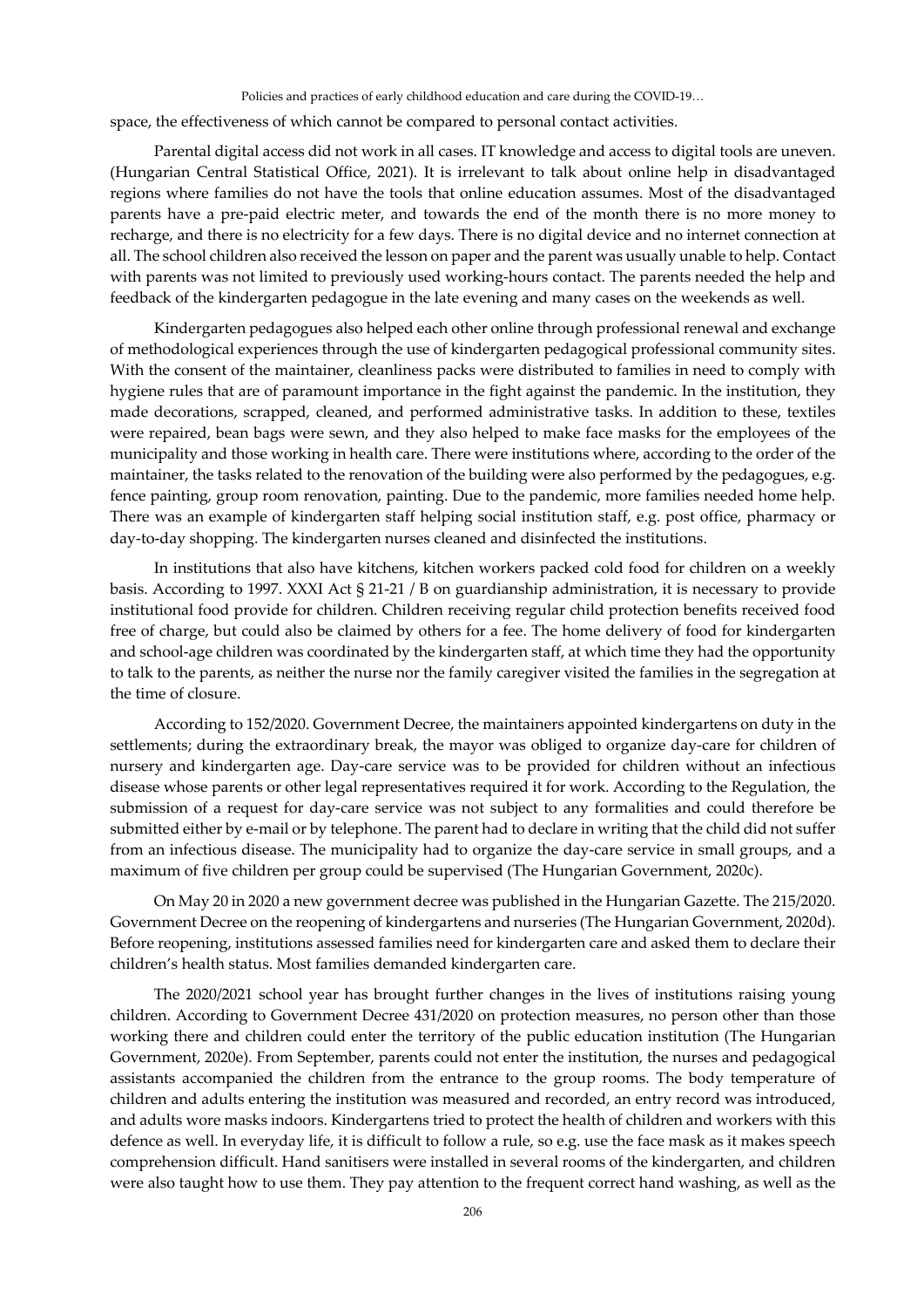space, the effectiveness of which cannot be compared to personal contact activities.

Parental digital access did not work in all cases. IT knowledge and access to digital tools are uneven. (Hungarian Central Statistical Office, 2021). It is irrelevant to talk about online help in disadvantaged regions where families do not have the tools that online education assumes. Most of the disadvantaged parents have a pre-paid electric meter, and towards the end of the month there is no more money to recharge, and there is no electricity for a few days. There is no digital device and no internet connection at all. The school children also received the lesson on paper and the parent was usually unable to help. Contact with parents was not limited to previously used working-hours contact. The parents needed the help and feedback of the kindergarten pedagogue in the late evening and many cases on the weekends as well.

Kindergarten pedagogues also helped each other online through professional renewal and exchange of methodological experiences through the use of kindergarten pedagogical professional community sites. With the consent of the maintainer, cleanliness packs were distributed to families in need to comply with hygiene rules that are of paramount importance in the fight against the pandemic. In the institution, they made decorations, scrapped, cleaned, and performed administrative tasks. In addition to these, textiles were repaired, bean bags were sewn, and they also helped to make face masks for the employees of the municipality and those working in health care. There were institutions where, according to the order of the maintainer, the tasks related to the renovation of the building were also performed by the pedagogues, e.g. fence painting, group room renovation, painting. Due to the pandemic, more families needed home help. There was an example of kindergarten staff helping social institution staff, e.g. post office, pharmacy or day-to-day shopping. The kindergarten nurses cleaned and disinfected the institutions.

In institutions that also have kitchens, kitchen workers packed cold food for children on a weekly basis. According to 1997. XXXI Act § 21-21 / B on guardianship administration, it is necessary to provide institutional food provide for children. Children receiving regular child protection benefits received food free of charge, but could also be claimed by others for a fee. The home delivery of food for kindergarten and school-age children was coordinated by the kindergarten staff, at which time they had the opportunity to talk to the parents, as neither the nurse nor the family caregiver visited the families in the segregation at the time of closure.

According to 152/2020. Government Decree, the maintainers appointed kindergartens on duty in the settlements; during the extraordinary break, the mayor was obliged to organize day-care for children of nursery and kindergarten age. Day-care service was to be provided for children without an infectious disease whose parents or other legal representatives required it for work. According to the Regulation, the submission of a request for day-care service was not subject to any formalities and could therefore be submitted either by e-mail or by telephone. The parent had to declare in writing that the child did not suffer from an infectious disease. The municipality had to organize the day-care service in small groups, and a maximum of five children per group could be supervised (The Hungarian Government, 2020c).

On May 20 in 2020 a new government decree was published in the Hungarian Gazette. The 215/2020. Government Decree on the reopening of kindergartens and nurseries (The Hungarian Government, 2020d). Before reopening, institutions assessed families need for kindergarten care and asked them to declare their children's health status. Most families demanded kindergarten care.

The 2020/2021 school year has brought further changes in the lives of institutions raising young children. According to Government Decree 431/2020 on protection measures, no person other than those working there and children could enter the territory of the public education institution (The Hungarian Government, 2020e). From September, parents could not enter the institution, the nurses and pedagogical assistants accompanied the children from the entrance to the group rooms. The body temperature of children and adults entering the institution was measured and recorded, an entry record was introduced, and adults wore masks indoors. Kindergartens tried to protect the health of children and workers with this defence as well. In everyday life, it is difficult to follow a rule, so e.g. use the face mask as it makes speech comprehension difficult. Hand sanitisers were installed in several rooms of the kindergarten, and children were also taught how to use them. They pay attention to the frequent correct hand washing, as well as the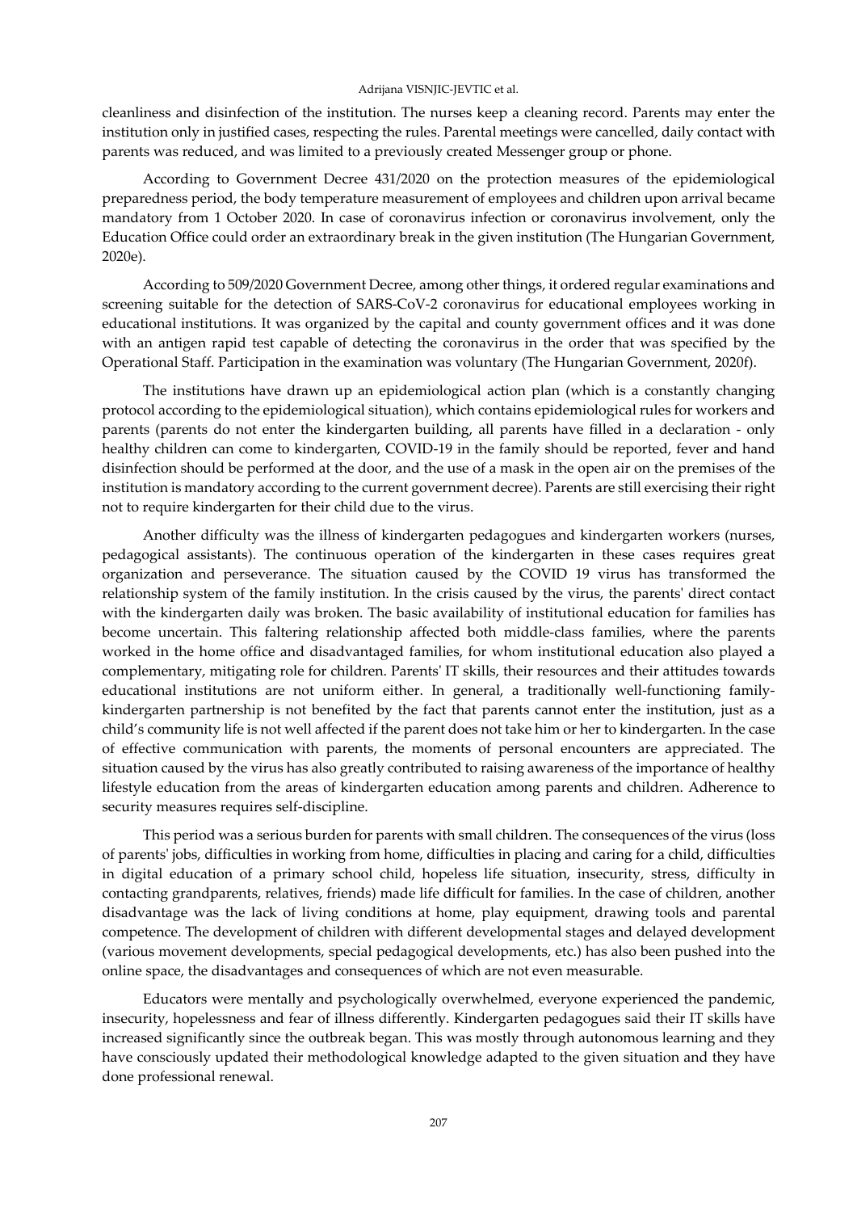cleanliness and disinfection of the institution. The nurses keep a cleaning record. Parents may enter the institution only in justified cases, respecting the rules. Parental meetings were cancelled, daily contact with parents was reduced, and was limited to a previously created Messenger group or phone.

According to Government Decree 431/2020 on the protection measures of the epidemiological preparedness period, the body temperature measurement of employees and children upon arrival became mandatory from 1 October 2020. In case of coronavirus infection or coronavirus involvement, only the Education Office could order an extraordinary break in the given institution (The Hungarian Government, 2020e).

According to 509/2020 Government Decree, among other things, it ordered regular examinations and screening suitable for the detection of SARS-CoV-2 coronavirus for educational employees working in educational institutions. It was organized by the capital and county government offices and it was done with an antigen rapid test capable of detecting the coronavirus in the order that was specified by the Operational Staff. Participation in the examination was voluntary (The Hungarian Government, 2020f).

The institutions have drawn up an epidemiological action plan (which is a constantly changing protocol according to the epidemiological situation), which contains epidemiological rules for workers and parents (parents do not enter the kindergarten building, all parents have filled in a declaration - only healthy children can come to kindergarten, COVID-19 in the family should be reported, fever and hand disinfection should be performed at the door, and the use of a mask in the open air on the premises of the institution is mandatory according to the current government decree). Parents are still exercising their right not to require kindergarten for their child due to the virus.

Another difficulty was the illness of kindergarten pedagogues and kindergarten workers (nurses, pedagogical assistants). The continuous operation of the kindergarten in these cases requires great organization and perseverance. The situation caused by the COVID 19 virus has transformed the relationship system of the family institution. In the crisis caused by the virus, the parents' direct contact with the kindergarten daily was broken. The basic availability of institutional education for families has become uncertain. This faltering relationship affected both middle-class families, where the parents worked in the home office and disadvantaged families, for whom institutional education also played a complementary, mitigating role for children. Parents' IT skills, their resources and their attitudes towards educational institutions are not uniform either. In general, a traditionally well-functioning family-kindergarten partnership is not benefited by the fact that parents cannot enter the institution, just as a child's community life is not well affected if the parent does not take him or her to kindergarten. In the case of effective communication with parents, the moments of personal encounters are appreciated. The situation caused by the virus has also greatly contributed to raising awareness of the importance of healthy lifestyle education from the areas of kindergarten education among parents and children. Adherence to security measures requires self-discipline.

This period was a serious burden for parents with small children. The consequences of the virus (loss of parents' jobs, difficulties in working from home, difficulties in placing and caring for a child, difficulties in digital education of a primary school child, hopeless life situation, insecurity, stress, difficulty in contacting grandparents, relatives, friends) made life difficult for families. In the case of children, another disadvantage was the lack of living conditions at home, play equipment, drawing tools and parental competence. The development of children with different developmental stages and delayed development (various movement developments, special pedagogical developments, etc.) has also been pushed into the online space, the disadvantages and consequences of which are not even measurable.

Educators were mentally and psychologically overwhelmed, everyone experienced the pandemic, insecurity, hopelessness and fear of illness differently. Kindergarten pedagogues said their IT skills have increased significantly since the outbreak began. This was mostly through autonomous learning and they have consciously updated their methodological knowledge adapted to the given situation and they have done professional renewal.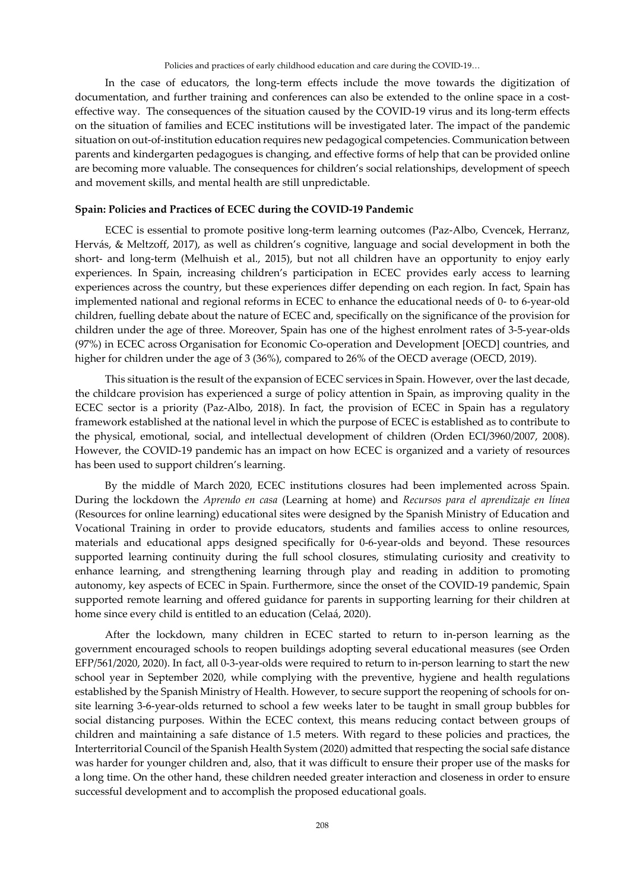In the case of educators, the long-term effects include the move towards the digitization of documentation, and further training and conferences can also be extended to the online space in a cost-effective way. The consequences of the situation caused by the COVID-19 virus and its long-term effects on the situation of families and ECEC institutions will be investigated later. The impact of the pandemic situation on out-of-institution education requires new pedagogical competencies. Communication between parents and kindergarten pedagogues is changing, and effective forms of help that can be provided online are becoming more valuable. The consequences for children's social relationships, development of speech and movement skills, and mental health are still unpredictable.

**Spain: Policies and Practices of ECEC during the COVID-19 Pandemic**

ECEC is essential to promote positive long-term learning outcomes (Paz-Albo, Cvencek, Herranz, Hervás, & Meltzoff, 2017), as well as children's cognitive, language and social development in both the short- and long-term (Melhuish et al., 2015), but not all children have an opportunity to enjoy early experiences. In Spain, increasing children's participation in ECEC provides early access to learning experiences across the country, but these experiences differ depending on each region. In fact, Spain has implemented national and regional reforms in ECEC to enhance the educational needs of 0- to 6-year-old children, fuelling debate about the nature of ECEC and, specifically on the significance of the provision for children under the age of three. Moreover, Spain has one of the highest enrolment rates of 3-5-year-olds (97%) in ECEC across Organisation for Economic Co-operation and Development [OECD] countries, and higher for children under the age of 3 (36%), compared to 26% of the OECD average (OECD, 2019).

This situation is the result of the expansion of ECEC services in Spain. However, over the last decade, the childcare provision has experienced a surge of policy attention in Spain, as improving quality in the ECEC sector is a priority (Paz-Albo, 2018). In fact, the provision of ECEC in Spain has a regulatory framework established at the national level in which the purpose of ECEC is established as to contribute to the physical, emotional, social, and intellectual development of children (Orden ECI/3960/2007, 2008). However, the COVID-19 pandemic has an impact on how ECEC is organized and a variety of resources has been used to support children's learning.

By the middle of March 2020, ECEC institutions closures had been implemented across Spain. During the lockdown the *Aprendo en casa* (Learning at home) and *Recursos para el aprendizaje en línea* (Resources for online learning) educational sites were designed by the Spanish Ministry of Education and Vocational Training in order to provide educators, students and families access to online resources, materials and educational apps designed specifically for 0-6-year-olds and beyond. These resources supported learning continuity during the full school closures, stimulating curiosity and creativity to enhance learning, and strengthening learning through play and reading in addition to promoting autonomy, key aspects of ECEC in Spain. Furthermore, since the onset of the COVID-19 pandemic, Spain supported remote learning and offered guidance for parents in supporting learning for their children at home since every child is entitled to an education (Celaá, 2020).

After the lockdown, many children in ECEC started to return to in-person learning as the government encouraged schools to reopen buildings adopting several educational measures (see Orden EFP/561/2020, 2020). In fact, all 0-3-year-olds were required to return to in-person learning to start the new school year in September 2020, while complying with the preventive, hygiene and health regulations established by the Spanish Ministry of Health. However, to secure support the reopening of schools for on-site learning 3-6-year-olds returned to school a few weeks later to be taught in small group bubbles for social distancing purposes. Within the ECEC context, this means reducing contact between groups of children and maintaining a safe distance of 1.5 meters. With regard to these policies and practices, the Interterritorial Council of the Spanish Health System (2020) admitted that respecting the social safe distance was harder for younger children and, also, that it was difficult to ensure their proper use of the masks for a long time. On the other hand, these children needed greater interaction and closeness in order to ensure successful development and to accomplish the proposed educational goals.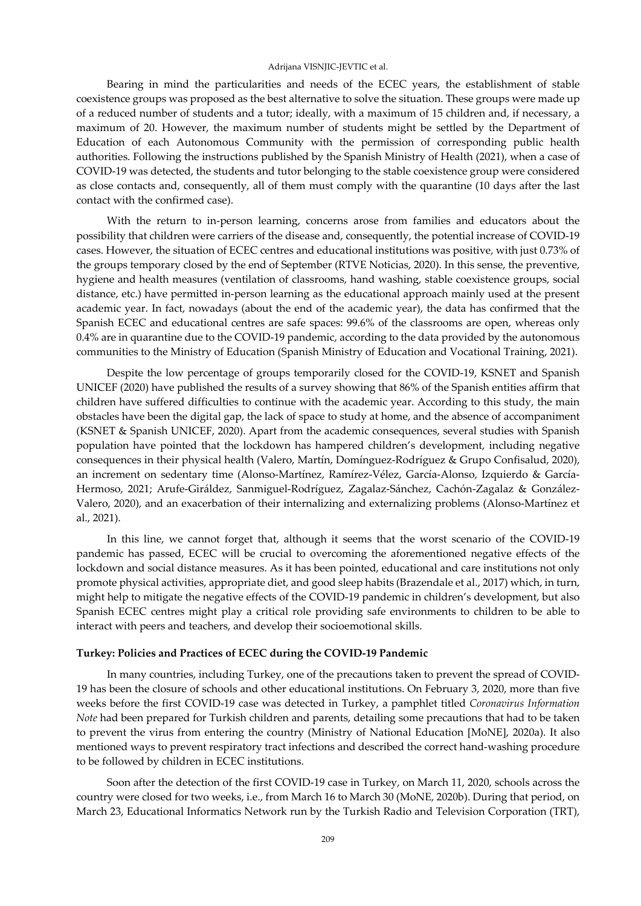Bearing in mind the particularities and needs of the ECEC years, the establishment of stable coexistence groups was proposed as the best alternative to solve the situation. These groups were made up of a reduced number of students and a tutor; ideally, with a maximum of 15 children and, if necessary, a maximum of 20. However, the maximum number of students might be settled by the Department of Education of each Autonomous Community with the permission of corresponding public health authorities. Following the instructions published by the Spanish Ministry of Health (2021), when a case of COVID-19 was detected, the students and tutor belonging to the stable coexistence group were considered as close contacts and, consequently, all of them must comply with the quarantine (10 days after the last contact with the confirmed case).

With the return to in-person learning, concerns arose from families and educators about the possibility that children were carriers of the disease and, consequently, the potential increase of COVID-19 cases. However, the situation of ECEC centres and educational institutions was positive, with just 0.73% of the groups temporary closed by the end of September (RTVE Noticias, 2020). In this sense, the preventive, hygiene and health measures (ventilation of classrooms, hand washing, stable coexistence groups, social distance, etc.) have permitted in-person learning as the educational approach mainly used at the present academic year. In fact, nowadays (about the end of the academic year), the data has confirmed that the Spanish ECEC and educational centres are safe spaces: 99.6% of the classrooms are open, whereas only 0.4% are in quarantine due to the COVID-19 pandemic, according to the data provided by the autonomous communities to the Ministry of Education (Spanish Ministry of Education and Vocational Training, 2021).

Despite the low percentage of groups temporarily closed for the COVID-19, KSNET and Spanish UNICEF (2020) have published the results of a survey showing that 86% of the Spanish entities affirm that children have suffered difficulties to continue with the academic year. According to this study, the main obstacles have been the digital gap, the lack of space to study at home, and the absence of accompaniment (KSNET & Spanish UNICEF, 2020). Apart from the academic consequences, several studies with Spanish population have pointed that the lockdown has hampered children's development, including negative consequences in their physical health (Valero, Martín, Domínguez-Rodríguez & Grupo Confisalud, 2020), an increment on sedentary time (Alonso-Martínez, Ramírez-Vélez, García-Alonso, Izquierdo & García-Hermoso, 2021; Arufe-Giráldez, Sanmiguel-Rodríguez, Zagalaz-Sánchez, Cachón-Zagalaz & González-Valero, 2020), and an exacerbation of their internalizing and externalizing problems (Alonso-Martínez et al., 2021).

In this line, we cannot forget that, although it seems that the worst scenario of the COVID-19 pandemic has passed, ECEC will be crucial to overcoming the aforementioned negative effects of the lockdown and social distance measures. As it has been pointed, educational and care institutions not only promote physical activities, appropriate diet, and good sleep habits (Brazendale et al., 2017) which, in turn, might help to mitigate the negative effects of the COVID-19 pandemic in children's development, but also Spanish ECEC centres might play a critical role providing safe environments to children to be able to interact with peers and teachers, and develop their socioemotional skills.

### Turkey: Policies and Practices of ECEC during the COVID-19 Pandemic

In many countries, including Turkey, one of the precautions taken to prevent the spread of COVID-19 has been the closure of schools and other educational institutions. On February 3, 2020, more than five weeks before the first COVID-19 case was detected in Turkey, a pamphlet titled *Coronavirus Information Note* had been prepared for Turkish children and parents, detailing some precautions that had to be taken to prevent the virus from entering the country (Ministry of National Education [MoNE], 2020a). It also mentioned ways to prevent respiratory tract infections and described the correct hand-washing procedure to be followed by children in ECEC institutions.

Soon after the detection of the first COVID-19 case in Turkey, on March 11, 2020, schools across the country were closed for two weeks, i.e., from March 16 to March 30 (MoNE, 2020b). During that period, on March 23, Educational Informatics Network run by the Turkish Radio and Television Corporation (TRT),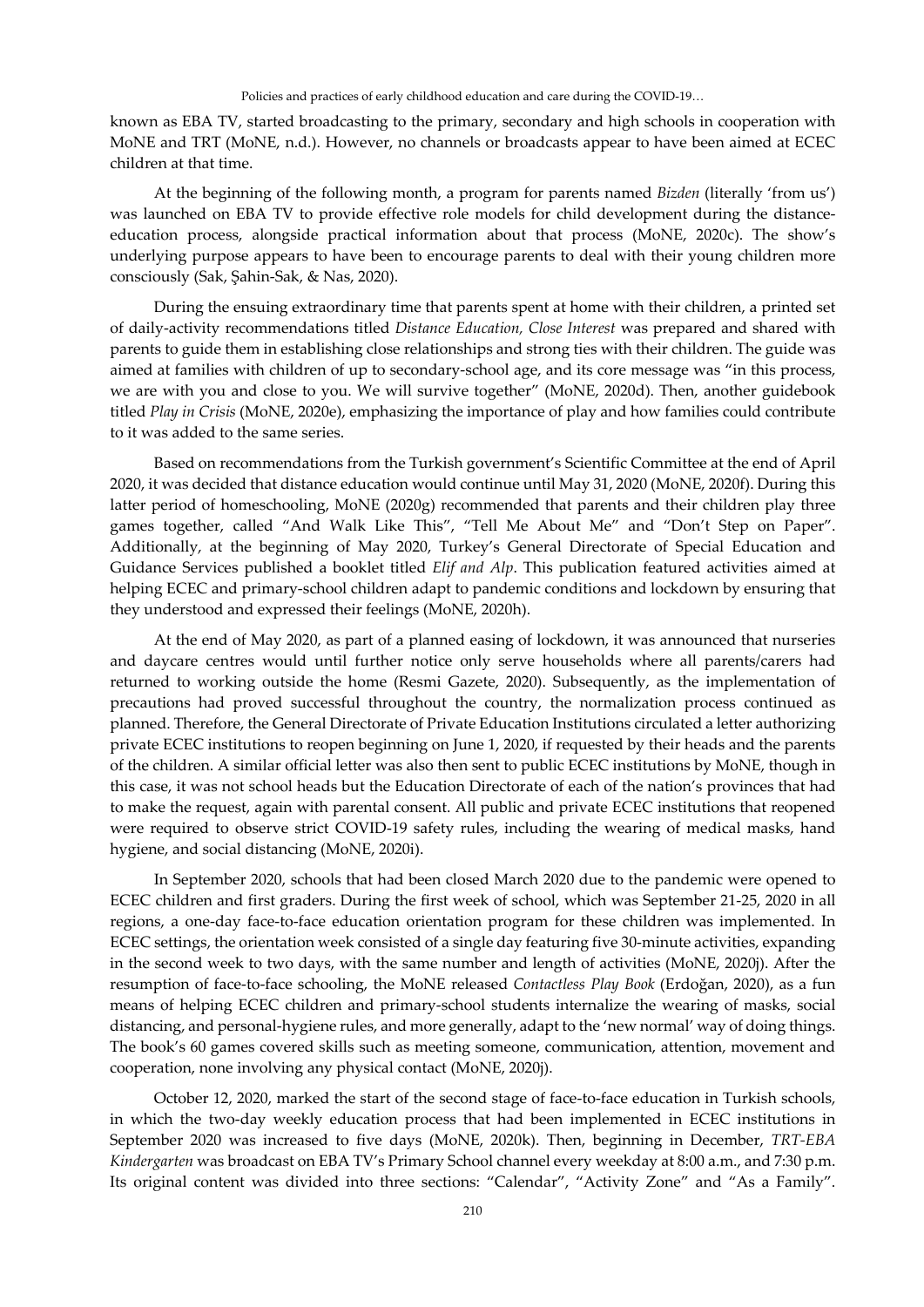known as EBA TV, started broadcasting to the primary, secondary and high schools in cooperation with MoNE and TRT (MoNE, n.d.). However, no channels or broadcasts appear to have been aimed at ECEC children at that time.

At the beginning of the following month, a program for parents named *Bizden* (literally 'from us') was launched on EBA TV to provide effective role models for child development during the distance-education process, alongside practical information about that process (MoNE, 2020c). The show's underlying purpose appears to have been to encourage parents to deal with their young children more consciously (Sak, Şahin-Sak, & Nas, 2020).

During the ensuing extraordinary time that parents spent at home with their children, a printed set of daily-activity recommendations titled *Distance Education, Close Interest* was prepared and shared with parents to guide them in establishing close relationships and strong ties with their children. The guide was aimed at families with children of up to secondary-school age, and its core message was "in this process, we are with you and close to you. We will survive together" (MoNE, 2020d). Then, another guidebook titled *Play in Crisis* (MoNE, 2020e), emphasizing the importance of play and how families could contribute to it was added to the same series.

Based on recommendations from the Turkish government's Scientific Committee at the end of April 2020, it was decided that distance education would continue until May 31, 2020 (MoNE, 2020f). During this latter period of homeschooling, MoNE (2020g) recommended that parents and their children play three games together, called "And Walk Like This", "Tell Me About Me" and "Don't Step on Paper". Additionally, at the beginning of May 2020, Turkey's General Directorate of Special Education and Guidance Services published a booklet titled *Elif and Alp*. This publication featured activities aimed at helping ECEC and primary-school children adapt to pandemic conditions and lockdown by ensuring that they understood and expressed their feelings (MoNE, 2020h).

At the end of May 2020, as part of a planned easing of lockdown, it was announced that nurseries and daycare centres would until further notice only serve households where all parents/carers had returned to working outside the home (Resmi Gazete, 2020). Subsequently, as the implementation of precautions had proved successful throughout the country, the normalization process continued as planned. Therefore, the General Directorate of Private Education Institutions circulated a letter authorizing private ECEC institutions to reopen beginning on June 1, 2020, if requested by their heads and the parents of the children. A similar official letter was also then sent to public ECEC institutions by MoNE, though in this case, it was not school heads but the Education Directorate of each of the nation's provinces that had to make the request, again with parental consent. All public and private ECEC institutions that reopened were required to observe strict COVID-19 safety rules, including the wearing of medical masks, hand hygiene, and social distancing (MoNE, 2020i).

In September 2020, schools that had been closed March 2020 due to the pandemic were opened to ECEC children and first graders. During the first week of school, which was September 21-25, 2020 in all regions, a one-day face-to-face education orientation program for these children was implemented. In ECEC settings, the orientation week consisted of a single day featuring five 30-minute activities, expanding in the second week to two days, with the same number and length of activities (MoNE, 2020j). After the resumption of face-to-face schooling, the MoNE released *Contactless Play Book* (Erdoğan, 2020), as a fun means of helping ECEC children and primary-school students internalize the wearing of masks, social distancing, and personal-hygiene rules, and more generally, adapt to the 'new normal' way of doing things. The book's 60 games covered skills such as meeting someone, communication, attention, movement and cooperation, none involving any physical contact (MoNE, 2020j).

October 12, 2020, marked the start of the second stage of face-to-face education in Turkish schools, in which the two-day weekly education process that had been implemented in ECEC institutions in September 2020 was increased to five days (MoNE, 2020k). Then, beginning in December, *TRT-EBA Kindergarten* was broadcast on EBA TV's Primary School channel every weekday at 8:00 a.m., and 7:30 p.m. Its original content was divided into three sections: "Calendar", "Activity Zone" and "As a Family".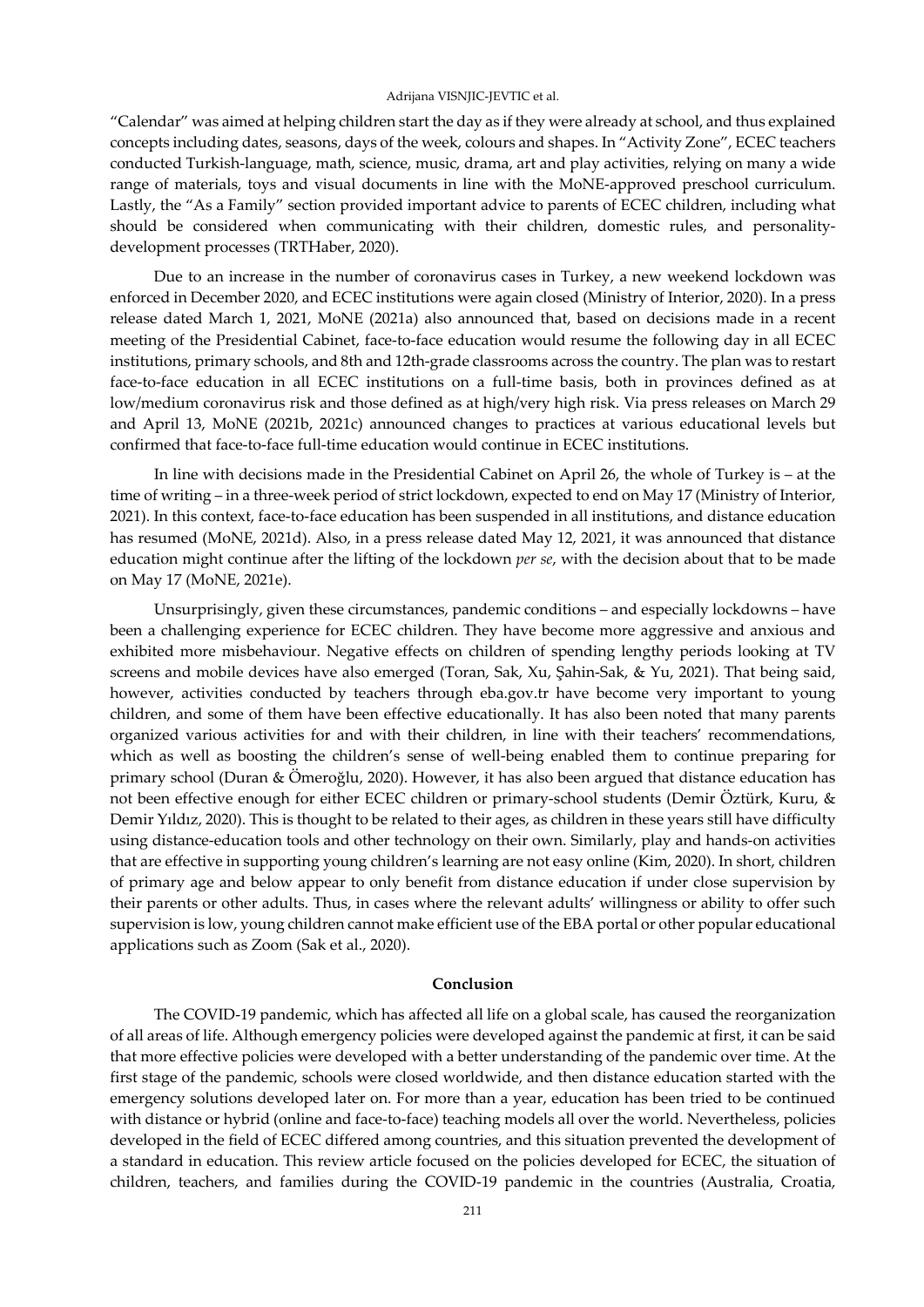"Calendar" was aimed at helping children start the day as if they were already at school, and thus explained concepts including dates, seasons, days of the week, colours and shapes. In "Activity Zone", ECEC teachers conducted Turkish-language, math, science, music, drama, art and play activities, relying on many a wide range of materials, toys and visual documents in line with the MoNE-approved preschool curriculum. Lastly, the "As a Family" section provided important advice to parents of ECEC children, including what should be considered when communicating with their children, domestic rules, and personality-development processes (TRTHaber, 2020).

Due to an increase in the number of coronavirus cases in Turkey, a new weekend lockdown was enforced in December 2020, and ECEC institutions were again closed (Ministry of Interior, 2020). In a press release dated March 1, 2021, MoNE (2021a) also announced that, based on decisions made in a recent meeting of the Presidential Cabinet, face-to-face education would resume the following day in all ECEC institutions, primary schools, and 8th and 12th-grade classrooms across the country. The plan was to restart face-to-face education in all ECEC institutions on a full-time basis, both in provinces defined as at low/medium coronavirus risk and those defined as at high/very high risk. Via press releases on March 29 and April 13, MoNE (2021b, 2021c) announced changes to practices at various educational levels but confirmed that face-to-face full-time education would continue in ECEC institutions.

In line with decisions made in the Presidential Cabinet on April 26, the whole of Turkey is – at the time of writing – in a three-week period of strict lockdown, expected to end on May 17 (Ministry of Interior, 2021). In this context, face-to-face education has been suspended in all institutions, and distance education has resumed (MoNE, 2021d). Also, in a press release dated May 12, 2021, it was announced that distance education might continue after the lifting of the lockdown *per se*, with the decision about that to be made on May 17 (MoNE, 2021e).

Unsurprisingly, given these circumstances, pandemic conditions – and especially lockdowns – have been a challenging experience for ECEC children. They have become more aggressive and anxious and exhibited more misbehaviour. Negative effects on children of spending lengthy periods looking at TV screens and mobile devices have also emerged (Toran, Sak, Xu, Şahin-Sak, & Yu, 2021). That being said, however, activities conducted by teachers through eba.gov.tr have become very important to young children, and some of them have been effective educationally. It has also been noted that many parents organized various activities for and with their children, in line with their teachers' recommendations, which as well as boosting the children's sense of well-being enabled them to continue preparing for primary school (Duran & Ömeroğlu, 2020). However, it has also been argued that distance education has not been effective enough for either ECEC children or primary-school students (Demir Öztürk, Kuru, & Demir Yıldız, 2020). This is thought to be related to their ages, as children in these years still have difficulty using distance-education tools and other technology on their own. Similarly, play and hands-on activities that are effective in supporting young children's learning are not easy online (Kim, 2020). In short, children of primary age and below appear to only benefit from distance education if under close supervision by their parents or other adults. Thus, in cases where the relevant adults' willingness or ability to offer such supervision is low, young children cannot make efficient use of the EBA portal or other popular educational applications such as Zoom (Sak et al., 2020).

## Conclusion

The COVID-19 pandemic, which has affected all life on a global scale, has caused the reorganization of all areas of life. Although emergency policies were developed against the pandemic at first, it can be said that more effective policies were developed with a better understanding of the pandemic over time. At the first stage of the pandemic, schools were closed worldwide, and then distance education started with the emergency solutions developed later on. For more than a year, education has been tried to be continued with distance or hybrid (online and face-to-face) teaching models all over the world. Nevertheless, policies developed in the field of ECEC differed among countries, and this situation prevented the development of a standard in education. This review article focused on the policies developed for ECEC, the situation of children, teachers, and families during the COVID-19 pandemic in the countries (Australia, Croatia,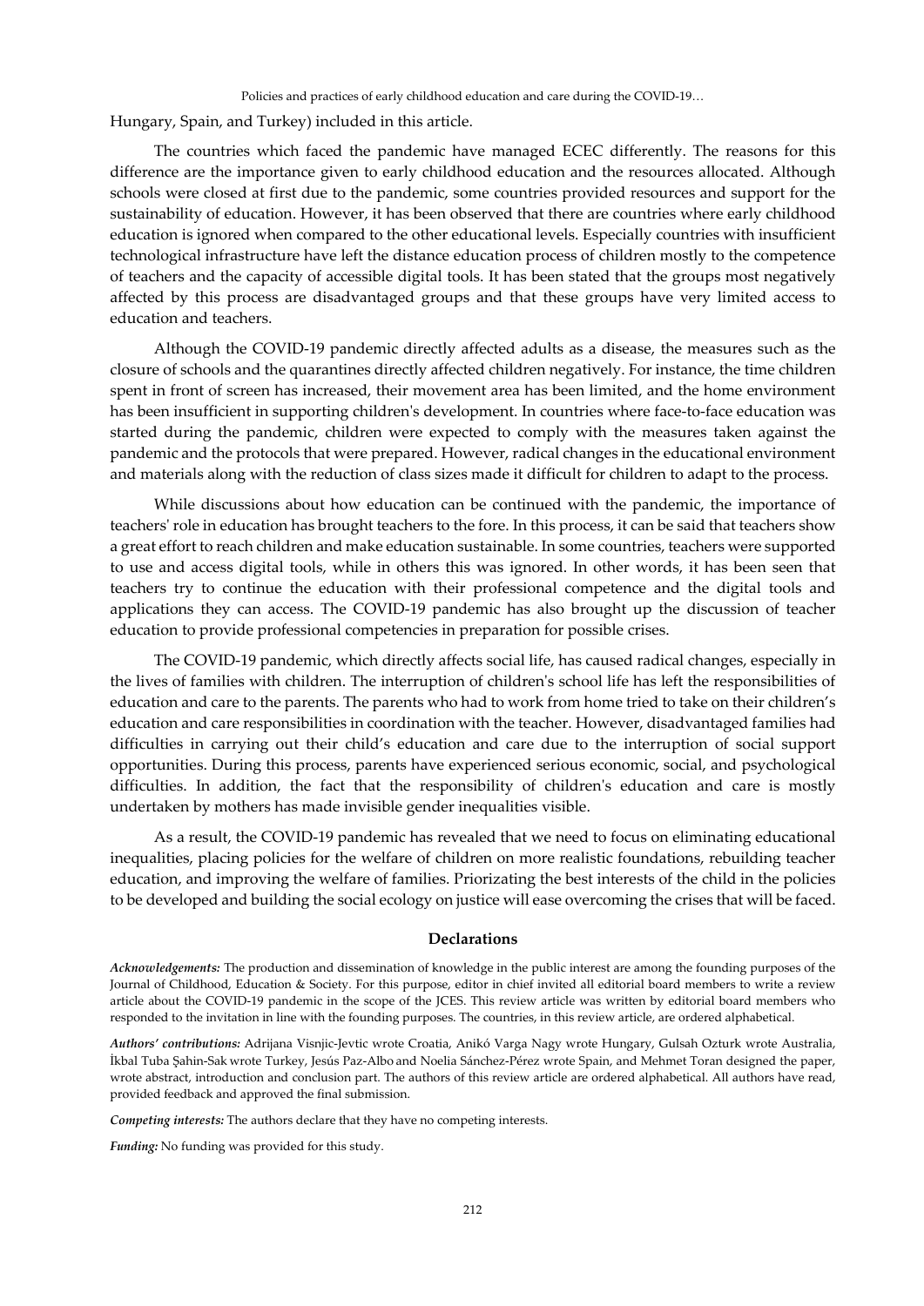Hungary, Spain, and Turkey) included in this article.

The countries which faced the pandemic have managed ECEC differently. The reasons for this difference are the importance given to early childhood education and the resources allocated. Although schools were closed at first due to the pandemic, some countries provided resources and support for the sustainability of education. However, it has been observed that there are countries where early childhood education is ignored when compared to the other educational levels. Especially countries with insufficient technological infrastructure have left the distance education process of children mostly to the competence of teachers and the capacity of accessible digital tools. It has been stated that the groups most negatively affected by this process are disadvantaged groups and that these groups have very limited access to education and teachers.

Although the COVID-19 pandemic directly affected adults as a disease, the measures such as the closure of schools and the quarantines directly affected children negatively. For instance, the time children spent in front of screen has increased, their movement area has been limited, and the home environment has been insufficient in supporting children's development. In countries where face-to-face education was started during the pandemic, children were expected to comply with the measures taken against the pandemic and the protocols that were prepared. However, radical changes in the educational environment and materials along with the reduction of class sizes made it difficult for children to adapt to the process.

While discussions about how education can be continued with the pandemic, the importance of teachers' role in education has brought teachers to the fore. In this process, it can be said that teachers show a great effort to reach children and make education sustainable. In some countries, teachers were supported to use and access digital tools, while in others this was ignored. In other words, it has been seen that teachers try to continue the education with their professional competence and the digital tools and applications they can access. The COVID-19 pandemic has also brought up the discussion of teacher education to provide professional competencies in preparation for possible crises.

The COVID-19 pandemic, which directly affects social life, has caused radical changes, especially in the lives of families with children. The interruption of children's school life has left the responsibilities of education and care to the parents. The parents who had to work from home tried to take on their children's education and care responsibilities in coordination with the teacher. However, disadvantaged families had difficulties in carrying out their child's education and care due to the interruption of social support opportunities. During this process, parents have experienced serious economic, social, and psychological difficulties. In addition, the fact that the responsibility of children's education and care is mostly undertaken by mothers has made invisible gender inequalities visible.

As a result, the COVID-19 pandemic has revealed that we need to focus on eliminating educational inequalities, placing policies for the welfare of children on more realistic foundations, rebuilding teacher education, and improving the welfare of families. Priorizating the best interests of the child in the policies to be developed and building the social ecology on justice will ease overcoming the crises that will be faced.

## Declarations

***Acknowledgements:*** The production and dissemination of knowledge in the public interest are among the founding purposes of the Journal of Childhood, Education & Society. For this purpose, editor in chief invited all editorial board members to write a review article about the COVID-19 pandemic in the scope of the JCES. This review article was written by editorial board members who responded to the invitation in line with the founding purposes. The countries, in this review article, are ordered alphabetical.

***Authors' contributions:*** Adrijana Visnjic-Jevtic wrote Croatia, Anikó Varga Nagy wrote Hungary, Gulsah Ozturk wrote Australia, İkbal Tuba Şahin-Sak wrote Turkey, Jesús Paz-Albo and Noelia Sánchez-Pérez wrote Spain, and Mehmet Toran designed the paper, wrote abstract, introduction and conclusion part. The authors of this review article are ordered alphabetical. All authors have read, provided feedback and approved the final submission.

***Competing interests:*** The authors declare that they have no competing interests.

***Funding:*** No funding was provided for this study.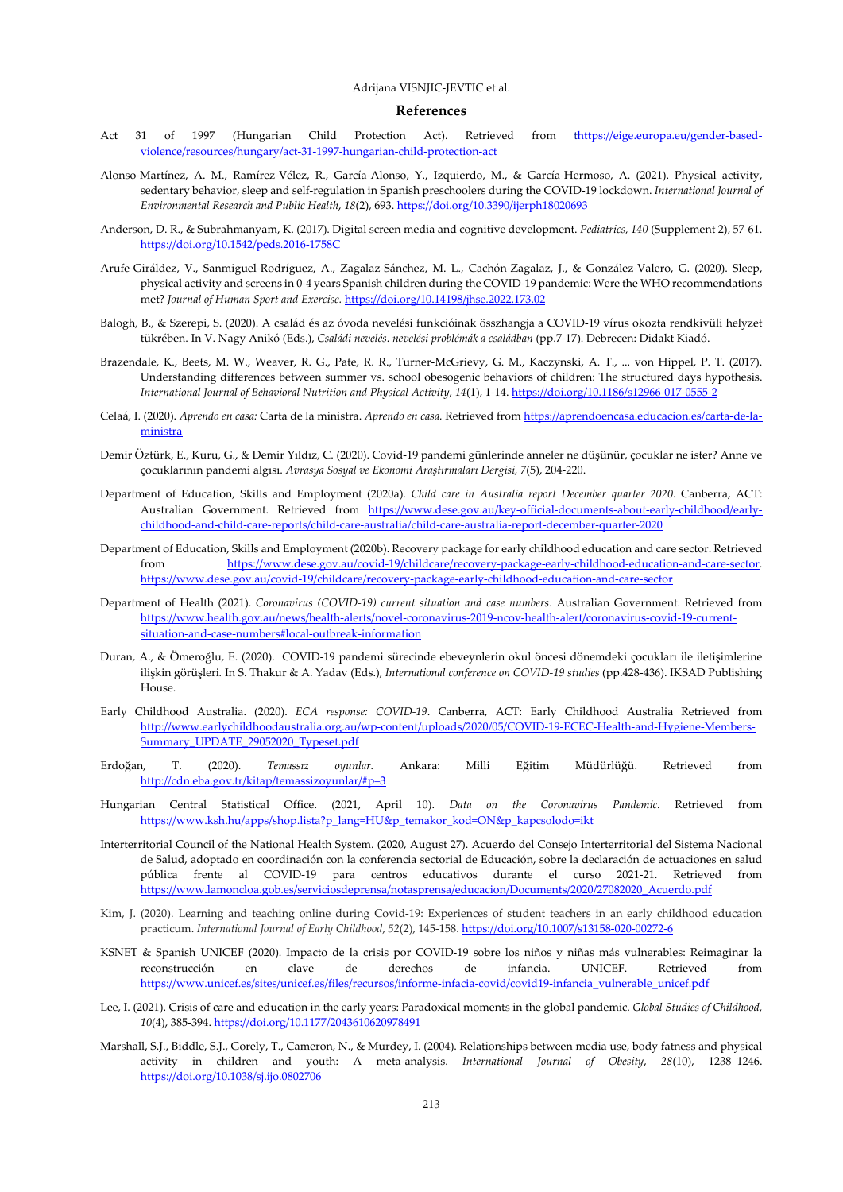## References

Act 31 of 1997 (Hungarian Child Protection Act). Retrieved from thttps://eige.europa.eu/gender-based-violence/resources/hungary/act-31-1997-hungarian-child-protection-act

Alonso-Martínez, A. M., Ramírez-Vélez, R., García-Alonso, Y., Izquierdo, M., & García-Hermoso, A. (2021). Physical activity, sedentary behavior, sleep and self-regulation in Spanish preschoolers during the COVID-19 lockdown. *International Journal of Environmental Research and Public Health, 18*(2), 693. https://doi.org/10.3390/ijerph18020693

Anderson, D. R., & Subrahmanyam, K. (2017). Digital screen media and cognitive development. *Pediatrics, 140* (Supplement 2), 57-61. https://doi.org/10.1542/peds.2016-1758C

Arufe-Giráldez, V., Sanmiguel-Rodríguez, A., Zagalaz-Sánchez, M. L., Cachón-Zagalaz, J., & González-Valero, G. (2020). Sleep, physical activity and screens in 0-4 years Spanish children during the COVID-19 pandemic: Were the WHO recommendations met? *Journal of Human Sport and Exercise.* https://doi.org/10.14198/jhse.2022.173.02

Balogh, B., & Szerepi, S. (2020). A család és az óvoda nevelési funkcióinak összhangja a COVID-19 vírus okozta rendkívüli helyzet tükrében. In V. Nagy Anikó (Eds.), *Családi nevelés. nevelési problémák a családban* (pp.7-17). Debrecen: Didakt Kiadó.

Brazendale, K., Beets, M. W., Weaver, R. G., Pate, R. R., Turner-McGrievy, G. M., Kaczynski, A. T., ... von Hippel, P. T. (2017). Understanding differences between summer vs. school obesogenic behaviors of children: The structured days hypothesis. *International Journal of Behavioral Nutrition and Physical Activity, 14*(1), 1-14. https://doi.org/10.1186/s12966-017-0555-2

Celaá, I. (2020). *Aprendo en casa:* Carta de la ministra. *Aprendo en casa.* Retrieved from https://aprendoencasa.educacion.es/carta-de-la-ministra

Demir Öztürk, E., Kuru, G., & Demir Yıldız, C. (2020). Covid-19 pandemi günlerinde anneler ne düşünür, çocuklar ne ister? Anne ve çocuklarının pandemi algısı. *Avrasya Sosyal ve Ekonomi Araştırmaları Dergisi, 7*(5), 204-220.

Department of Education, Skills and Employment (2020a). *Child care in Australia report December quarter 2020*. Canberra, ACT: Australian Government. Retrieved from https://www.dese.gov.au/key-official-documents-about-early-childhood/early-childhood-and-child-care-reports/child-care-australia/child-care-australia-report-december-quarter-2020

Department of Education, Skills and Employment (2020b). Recovery package for early childhood education and care sector. Retrieved from https://www.dese.gov.au/covid-19/childcare/recovery-package-early-childhood-education-and-care-sector. https://www.dese.gov.au/covid-19/childcare/recovery-package-early-childhood-education-and-care-sector

Department of Health (2021). *Coronavirus (COVID-19) current situation and case numbers*. Australian Government. Retrieved from https://www.health.gov.au/news/health-alerts/novel-coronavirus-2019-ncov-health-alert/coronavirus-covid-19-current-situation-and-case-numbers#local-outbreak-information

Duran, A., & Ömeroğlu, E. (2020). COVID-19 pandemi sürecinde ebeveynlerin okul öncesi dönemdeki çocukları ile iletişimlerine ilişkin görüşleri. In S. Thakur & A. Yadav (Eds.), *International conference on COVID-19 studies* (pp.428-436). IKSAD Publishing House.

Early Childhood Australia. (2020). *ECA response: COVID-19*. Canberra, ACT: Early Childhood Australia Retrieved from http://www.earlychildhoodaustralia.org.au/wp-content/uploads/2020/05/COVID-19-ECEC-Health-and-Hygiene-Members-Summary_UPDATE_29052020_Typeset.pdf

Erdoğan, T. (2020). *Temassız oyunlar.* Ankara: Milli Eğitim Müdürlüğü. Retrieved from http://cdn.eba.gov.tr/kitap/temassizoyunlar/#p=3

Hungarian Central Statistical Office. (2021, April 10). *Data on the Coronavirus Pandemic.* Retrieved from https://www.ksh.hu/apps/shop.lista?p_lang=HU&p_temakor_kod=ON&p_kapcsolodo=ikt

Interterritorial Council of the National Health System. (2020, August 27). Acuerdo del Consejo Interterritorial del Sistema Nacional de Salud, adoptado en coordinación con la conferencia sectorial de Educación, sobre la declaración de actuaciones en salud pública frente al COVID-19 para centros educativos durante el curso 2021-21. Retrieved from https://www.lamoncloa.gob.es/serviciosdeprensa/notasprensa/educacion/Documents/2020/27082020_Acuerdo.pdf

Kim, J. (2020). Learning and teaching online during Covid-19: Experiences of student teachers in an early childhood education practicum. *International Journal of Early Childhood, 52*(2), 145-158. https://doi.org/10.1007/s13158-020-00272-6

KSNET & Spanish UNICEF (2020). Impacto de la crisis por COVID-19 sobre los niños y niñas más vulnerables: Reimaginar la reconstrucción en clave de derechos de infancia. UNICEF. Retrieved from https://www.unicef.es/sites/unicef.es/files/recursos/informe-infacia-covid/covid19-infancia_vulnerable_unicef.pdf

Lee, I. (2021). Crisis of care and education in the early years: Paradoxical moments in the global pandemic. *Global Studies of Childhood, 10*(4), 385-394. https://doi.org/10.1177/2043610620978491

Marshall, S.J., Biddle, S.J., Gorely, T., Cameron, N., & Murdey, I. (2004). Relationships between media use, body fatness and physical activity in children and youth: A meta-analysis. *International Journal of Obesity, 28*(10), 1238–1246. https://doi.org/10.1038/sj.ijo.0802706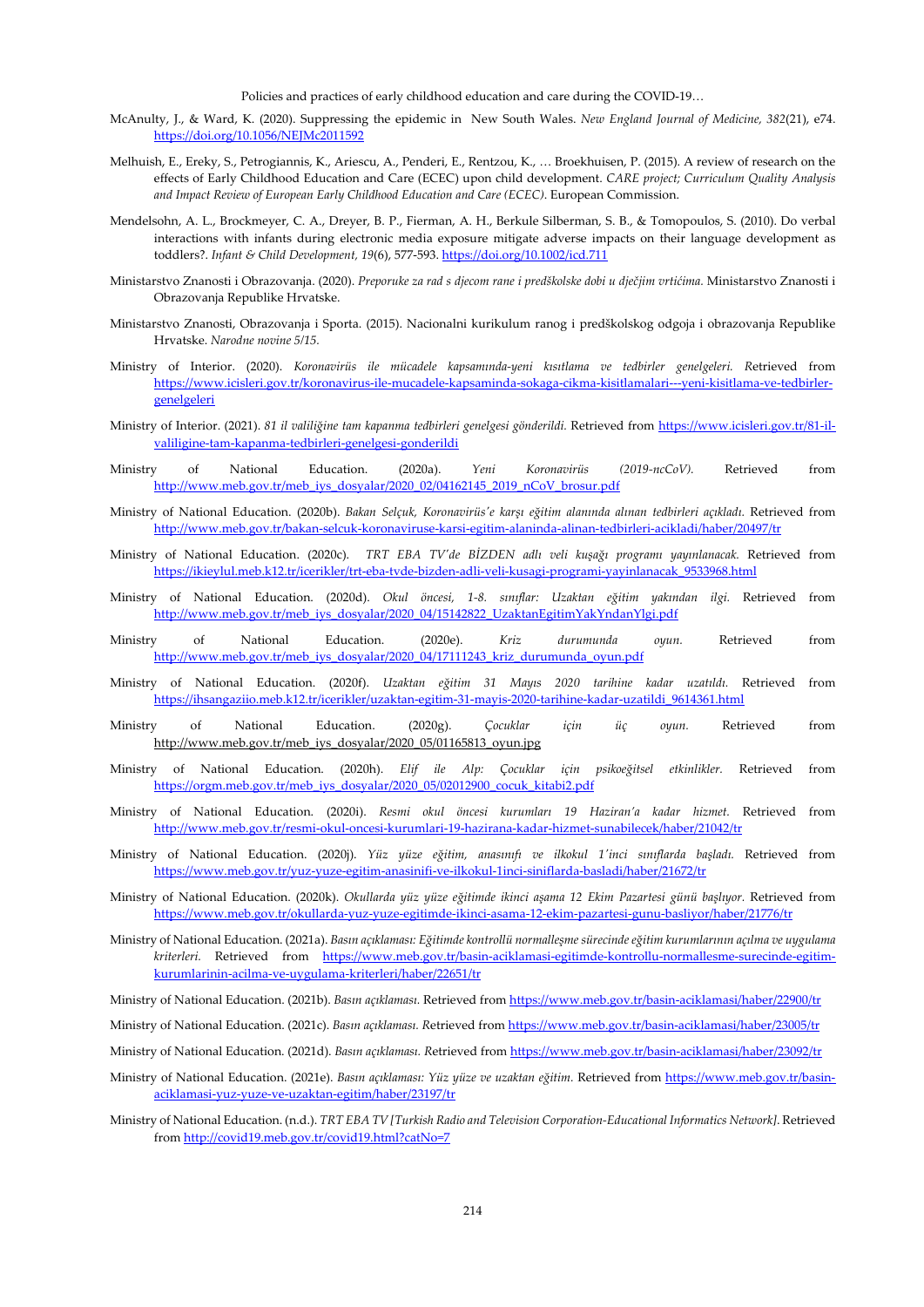McAnulty, J., & Ward, K. (2020). Suppressing the epidemic in New South Wales. *New England Journal of Medicine, 382*(21), e74. https://doi.org/10.1056/NEJMc2011592

Melhuish, E., Ereky, S., Petrogiannis, K., Ariescu, A., Penderi, E., Rentzou, K., … Broekhuisen, P. (2015). A review of research on the effects of Early Childhood Education and Care (ECEC) upon child development. *CARE project; Curriculum Quality Analysis and Impact Review of European Early Childhood Education and Care (ECEC)*. European Commission.

Mendelsohn, A. L., Brockmeyer, C. A., Dreyer, B. P., Fierman, A. H., Berkule Silberman, S. B., & Tomopoulos, S. (2010). Do verbal interactions with infants during electronic media exposure mitigate adverse impacts on their language development as toddlers?. *Infant & Child Development, 19*(6), 577-593. https://doi.org/10.1002/icd.711

Ministarstvo Znanosti i Obrazovanja. (2020). *Preporuke za rad s djecom rane i predškolske dobi u dječjim vrtićima.* Ministarstvo Znanosti i Obrazovanja Republike Hrvatske.

Ministarstvo Znanosti, Obrazovanja i Sporta. (2015). Nacionalni kurikulum ranog i predškolskog odgoja i obrazovanja Republike Hrvatske. *Narodne novine 5/15.*

Ministry of Interior. (2020). *Koronavirüs ile mücadele kapsamında-yeni kısıtlama ve tedbirler genelgeleri.* Retrieved from https://www.icisleri.gov.tr/koronavirus-ile-mucadele-kapsaminda-sokaga-cikma-kisitlamalari---yeni-kisitlama-ve-tedbirler-genelgeleri

Ministry of Interior. (2021). *81 il valiliğine tam kapanma tedbirleri genelgesi gönderildi.* Retrieved from https://www.icisleri.gov.tr/81-il-valiligine-tam-kapanma-tedbirleri-genelgesi-gonderildi

Ministry of National Education. (2020a). *Yeni Koronavirüs (2019-ncCoV).* Retrieved from http://www.meb.gov.tr/meb_iys_dosyalar/2020_02/04162145_2019_nCoV_brosur.pdf

Ministry of National Education. (2020b). *Bakan Selçuk, Koronavirüs'e karşı eğitim alanında alınan tedbirleri açıkladı.* Retrieved from http://www.meb.gov.tr/bakan-selcuk-koronaviruse-karsi-egitim-alaninda-alinan-tedbirleri-acikladi/haber/20497/tr

Ministry of National Education. (2020c). *TRT EBA TV'de BİZDEN adlı veli kuşağı programı yayınlanacak.* Retrieved from https://ikieylul.meb.k12.tr/icerikler/trt-eba-tvde-bizden-adli-veli-kusagi-programi-yayinlanacak_9533968.html

Ministry of National Education. (2020d). *Okul öncesi, 1-8. sınıflar: Uzaktan eğitim yakından ilgi.* Retrieved from http://www.meb.gov.tr/meb_iys_dosyalar/2020_04/15142822_UzaktanEgitimYakYndanYlgi.pdf

Ministry of National Education. (2020e). *Kriz durumunda oyun.* Retrieved from http://www.meb.gov.tr/meb_iys_dosyalar/2020_04/17111243_kriz_durumunda_oyun.pdf

Ministry of National Education. (2020f). *Uzaktan eğitim 31 Mayıs 2020 tarihine kadar uzatıldı.* Retrieved from https://ihsangaziio.meb.k12.tr/icerikler/uzaktan-egitim-31-mayis-2020-tarihine-kadar-uzatildi_9614361.html

Ministry of National Education. (2020g). *Çocuklar için üç oyun.* Retrieved from http://www.meb.gov.tr/meb_iys_dosyalar/2020_05/01165813_oyun.jpg

Ministry of National Education. (2020h). *Elif ile Alp: Çocuklar için psikoeğitsel etkinlikler.* Retrieved from https://orgm.meb.gov.tr/meb_iys_dosyalar/2020_05/02012900_cocuk_kitabi2.pdf

Ministry of National Education. (2020i). *Resmi okul öncesi kurumları 19 Haziran'a kadar hizmet.* Retrieved from http://www.meb.gov.tr/resmi-okul-oncesi-kurumlari-19-hazirana-kadar-hizmet-sunabilecek/haber/21042/tr

Ministry of National Education. (2020j). *Yüz yüze eğitim, anasınıfı ve ilkokul 1'inci sınıflarda başladı.* Retrieved from https://www.meb.gov.tr/yuz-yuze-egitim-anasinifi-ve-ilkokul-1inci-siniflarda-basladi/haber/21672/tr

Ministry of National Education. (2020k). *Okullarda yüz yüze eğitimde ikinci aşama 12 Ekim Pazartesi günü başlıyor.* Retrieved from https://www.meb.gov.tr/okullarda-yuz-yuze-egitimde-ikinci-asama-12-ekim-pazartesi-gunu-basliyor/haber/21776/tr

Ministry of National Education. (2021a). *Basın açıklaması: Eğitimde kontrollü normalleşme sürecinde eğitim kurumlarının açılma ve uygulama kriterleri.* Retrieved from https://www.meb.gov.tr/basin-aciklamasi-egitimde-kontrollu-normallesme-surecinde-egitim-kurumlarinin-acilma-ve-uygulama-kriterleri/haber/22651/tr

Ministry of National Education. (2021b). *Basın açıklaması.* Retrieved from https://www.meb.gov.tr/basin-aciklamasi/haber/22900/tr

Ministry of National Education. (2021c). *Basın açıklaması.* Retrieved from https://www.meb.gov.tr/basin-aciklamasi/haber/23005/tr

Ministry of National Education. (2021d). *Basın açıklaması.* Retrieved from https://www.meb.gov.tr/basin-aciklamasi/haber/23092/tr

Ministry of National Education. (2021e). *Basın açıklaması: Yüz yüze ve uzaktan eğitim.* Retrieved from https://www.meb.gov.tr/basin-aciklamasi-yuz-yuze-ve-uzaktan-egitim/haber/23197/tr

Ministry of National Education. (n.d.). *TRT EBA TV [Turkish Radio and Television Corporation-Educational Informatics Network].* Retrieved from http://covid19.meb.gov.tr/covid19.html?catNo=7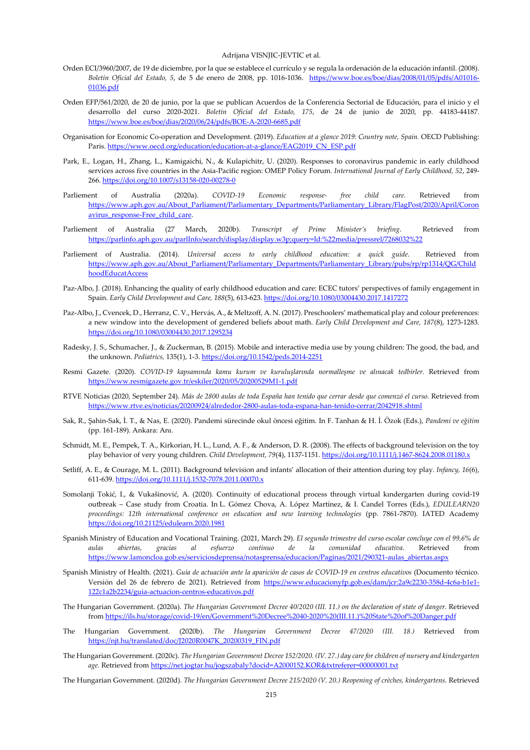Orden ECI/3960/2007, de 19 de diciembre, por la que se establece el currículo y se regula la ordenación de la educación infantil. (2008). *Boletín Oficial del Estado, 5*, de 5 de enero de 2008, pp. 1016-1036. https://www.boe.es/boe/dias/2008/01/05/pdfs/A01016-01036.pdf

Orden EFP/561/2020, de 20 de junio, por la que se publican Acuerdos de la Conferencia Sectorial de Educación, para el inicio y el desarrollo del curso 2020-2021. *Boletín Oficial del Estado, 175*, de 24 de junio de 2020, pp. 44183-44187. https://www.boe.es/boe/dias/2020/06/24/pdfs/BOE-A-2020-6685.pdf

Organisation for Economic Co-operation and Development. (2019). *Education at a glance 2019: Country note, Spain.* OECD Publishing: Paris. https://www.oecd.org/education/education-at-a-glance/EAG2019_CN_ESP.pdf

Park, E., Logan, H., Zhang, L., Kamigaichi, N., & Kulapichitr, U. (2020). Responses to coronavirus pandemic in early childhood services across five countries in the Asia-Pacific region: OMEP Policy Forum. *International Journal of Early Childhood, 52*, 249-266. https://doi.org/10.1007/s13158-020-00278-0

Parliement of Australia (2020a). *COVID-19 Economic response- free child care.* Retrieved from https://www.aph.gov.au/About_Parliament/Parliamentary_Departments/Parliamentary_Library/FlagPost/2020/April/Coronavirus_response-Free_child_care.

Parliement of Australia (27 March, 2020b). *Transcript of Prime Minister's briefing.* Retrieved from https://parlinfo.aph.gov.au/parlInfo/search/display/display.w3p;query=Id:%22media/pressrel/7268032%22

Parliement of Australia. (2014). *Universal access to early childhood education: a quick guide.* Retrieved from https://www.aph.gov.au/About_Parliament/Parliamentary_Departments/Parliamentary_Library/pubs/rp/rp1314/QG/ChildhoodEducatAccess

Paz-Albo, J. (2018). Enhancing the quality of early childhood education and care: ECEC tutors' perspectives of family engagement in Spain. *Early Child Development and Care, 188*(5), 613-623. https://doi.org/10.1080/03004430.2017.1417272

Paz-Albo, J., Cvencek, D., Herranz, C. V., Hervás, A., & Meltzoff, A. N. (2017). Preschoolers' mathematical play and colour preferences: a new window into the development of gendered beliefs about math. *Early Child Development and Care, 187*(8), 1273-1283. https://doi.org/10.1080/03004430.2017.1295234

Radesky, J. S., Schumacher, J., & Zuckerman, B. (2015). Mobile and interactive media use by young children: The good, the bad, and the unknown. *Pediatrics,* 135(1), 1-3. https://doi.org/10.1542/peds.2014-2251

Resmi Gazete. (2020). *COVID-19 kapsamında kamu kurum ve kuruluşlarında normalleşme ve alınacak tedbirler.* Retrieved from https://www.resmigazete.gov.tr/eskiler/2020/05/20200529M1-1.pdf

RTVE Noticias (2020, September 24). *Más de 2800 aulas de toda España han tenido que cerrar desde que comenzó el curso.* Retrieved from https://www.rtve.es/noticias/20200924/alrededor-2800-aulas-toda-espana-han-tenido-cerrar/2042918.shtml

Sak, R., Şahin-Sak, İ. T., & Nas, E. (2020). Pandemi sürecinde okul öncesi eğitim. In F. Tanhan & H. İ. Özok (Eds.), *Pandemi ve eğitim* (pp. 161-189). Ankara: Anı.

Schmidt, M. E., Pempek, T. A., Kirkorian, H. L., Lund, A. F., & Anderson, D. R. (2008). The effects of background television on the toy play behavior of very young children. *Child Development, 79*(4), 1137-1151. https://doi.org/10.1111/j.1467-8624.2008.01180.x

Setliff, A. E., & Courage, M. L. (2011). Background television and infants' allocation of their attention during toy play. *Infancy, 16*(6), 611-639. https://doi.org/10.1111/j.1532-7078.2011.00070.x

Somolanji Tokić, I., & Vukašinović, A. (2020). Continuity of educational process through virtual kindergarten during covid-19 outbreak – Case study from Croatia. In L. Gómez Chova, A. López Martínez, & I. Candel Torres (Eds.), *EDULEARN20 proceedings: 12th international conference on education and new learning technologies* (pp. 7861-7870). IATED Academy https://doi.org/10.21125/edulearn.2020.1981

Spanish Ministry of Education and Vocational Training. (2021, March 29). *El segundo trimestre del curso escolar concluye con el 99,6% de aulas abiertas, gracias al esfuerzo continuo de la comunidad educativa.* Retrieved from https://www.lamoncloa.gob.es/serviciosdeprensa/notasprensa/educacion/Paginas/2021/290321-aulas_abiertas.aspx

Spanish Ministry of Health. (2021). *Guía de actuación ante la aparición de casos de COVID-19 en centros educativos* (Documento técnico. Versión del 26 de febrero de 2021). Retrieved from https://www.educacionyfp.gob.es/dam/jcr:2a9c2230-358d-4c6a-b1e1-122c1a2b2234/guia-actuacion-centros-educativos.pdf

The Hungarian Government. (2020a). *The Hungarian Government Decree 40/2020 (III. 11.) on the declaration of state of danger.* Retrieved from https://ils.hu/storage/covid-19/en/Government%20Decree%2040-2020%20(III.11.)%20State%20of%20Danger.pdf

The Hungarian Government. (2020b). *The Hungarian Government Decree 47/2020 (III. 18.)* Retrieved from https://njt.hu/translated/doc/J2020R0047K_20200319_FIN.pdf

The Hungarian Government. (2020c). *The Hungarian Government Decree 152/2020. (IV. 27.) day care for children of nursery and kindergarten age.* Retrieved from https://net.jogtar.hu/jogszabaly?docid=A2000152.KOR&txtreferer=00000001.txt

The Hungarian Government. (2020d). *The Hungarian Government Decree 215/2020 (V. 20.) Reopening of crèches, kindergartens.* Retrieved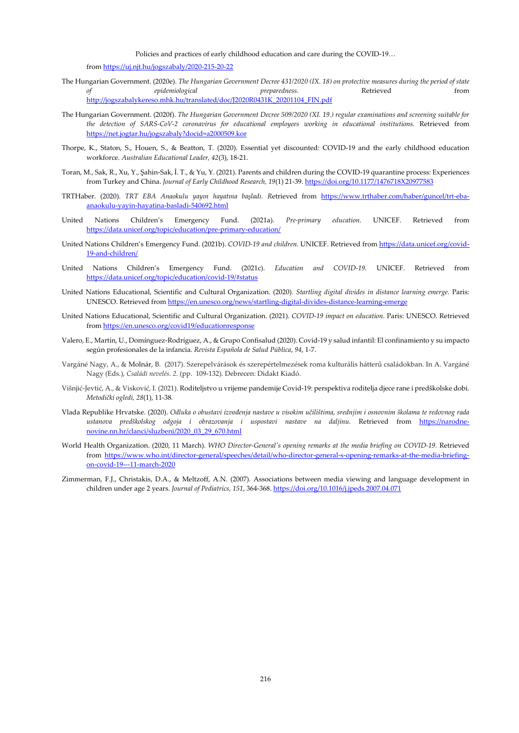from https://uj.njt.hu/jogszabaly/2020-215-20-22

The Hungarian Government. (2020e). *The Hungarian Government Decree 431/2020 (IX. 18) on protective measures during the period of state of epidemiological preparedness*. Retrieved from http://jogszabalykereso.mhk.hu/translated/doc/J2020R0431K_20201104_FIN.pdf

The Hungarian Government. (2020f). *The Hungarian Government Decree 509/2020 (XI. 19.) regular examinations and screening suitable for the detection of SARS-CoV-2 coronavirus for educational employees working in educational institutions.* Retrieved from https://net.jogtar.hu/jogszabaly?docid=a2000509.kor

Thorpe, K., Staton, S., Houen, S., & Beatton, T. (2020). Essential yet discounted: COVID-19 and the early childhood education workforce. *Australian Educational Leader, 42*(3), 18-21.

Toran, M., Sak, R., Xu, Y., Şahin-Sak, İ. T., & Yu, Y. (2021). Parents and children during the COVID-19 quarantine process: Experiences from Turkey and China. *Journal of Early Childhood Research, 19*(1) 21-39. https://doi.org/10.1177/1476718X20977583

TRTHaber. (2020). *TRT EBA Anaokulu yayın hayatına başladı*. Retrieved from https://www.trthaber.com/haber/guncel/trt-eba-anaokulu-yayin-hayatina-basladi-540692.html

United Nations Children's Emergency Fund. (2021a). *Pre-primary education.* UNICEF. Retrieved from https://data.unicef.org/topic/education/pre-primary-education/

United Nations Children's Emergency Fund. (2021b). *COVID-19 and children.* UNICEF. Retrieved from https://data.unicef.org/covid-19-and-children/

United Nations Children's Emergency Fund. (2021c). *Education and COVID-19.* UNICEF. Retrieved from https://data.unicef.org/topic/education/covid-19/#status

United Nations Educational, Scientific and Cultural Organization. (2020). *Startling digital divides in distance learning emerge.* Paris: UNESCO. Retrieved from https://en.unesco.org/news/startling-digital-divides-distance-learning-emerge

United Nations Educational, Scientific and Cultural Organization. (2021). *COVID-19 impact on education.* Paris: UNESCO. Retrieved from https://en.unesco.org/covid19/educationresponse

Valero, E., Martín, U., Domínguez-Rodríguez, A., & Grupo Confisalud (2020). Covid-19 y salud infantil: El confinamiento y su impacto según profesionales de la infancia. *Revista Española de Salud Pública*, *94*, 1-7.

Vargáné Nagy, A., & Molnár, B. (2017). Szerepelvárások és szerepértelmezések roma kulturális hátterű családokban. In A. Vargáné Nagy (Eds.), *Családi nevelés. 2.* (pp. 109-132). Debrecen: Didakt Kiadó.

Višnjić-Jevtić, A., & Visković, I. (2021). Roditeljstvo u vrijeme pandemije Covid-19: perspektiva roditelja djece rane i predškolske dobi. *Metodički ogledi, 28*(1), 11-38.

Vlada Republike Hrvatske. (2020). *Odluka o obustavi izvođenja nastave u visokim učilištima, srednjim i osnovnim školama te redovnog rada ustanova predškolskog odgoja i obrazovanja i uspostavi nastave na daljinu*. Retrieved from https://narodne-novine.nn.hr/clanci/sluzbeni/2020_03_29_670.html

World Health Organization. (2020, 11 March). *WHO Director-General's opening remarks at the media briefing on COVID-19.* Retrieved from https://www.who.int/director-general/speeches/detail/who-director-general-s-opening-remarks-at-the-media-briefing-on-covid-19---11-march-2020

Zimmerman, F.J., Christakis, D.A., & Meltzoff, A.N. (2007). Associations between media viewing and language development in children under age 2 years. *Journal of Pediatrics, 151*, 364-368. https://doi.org/10.1016/j.jpeds.2007.04.071